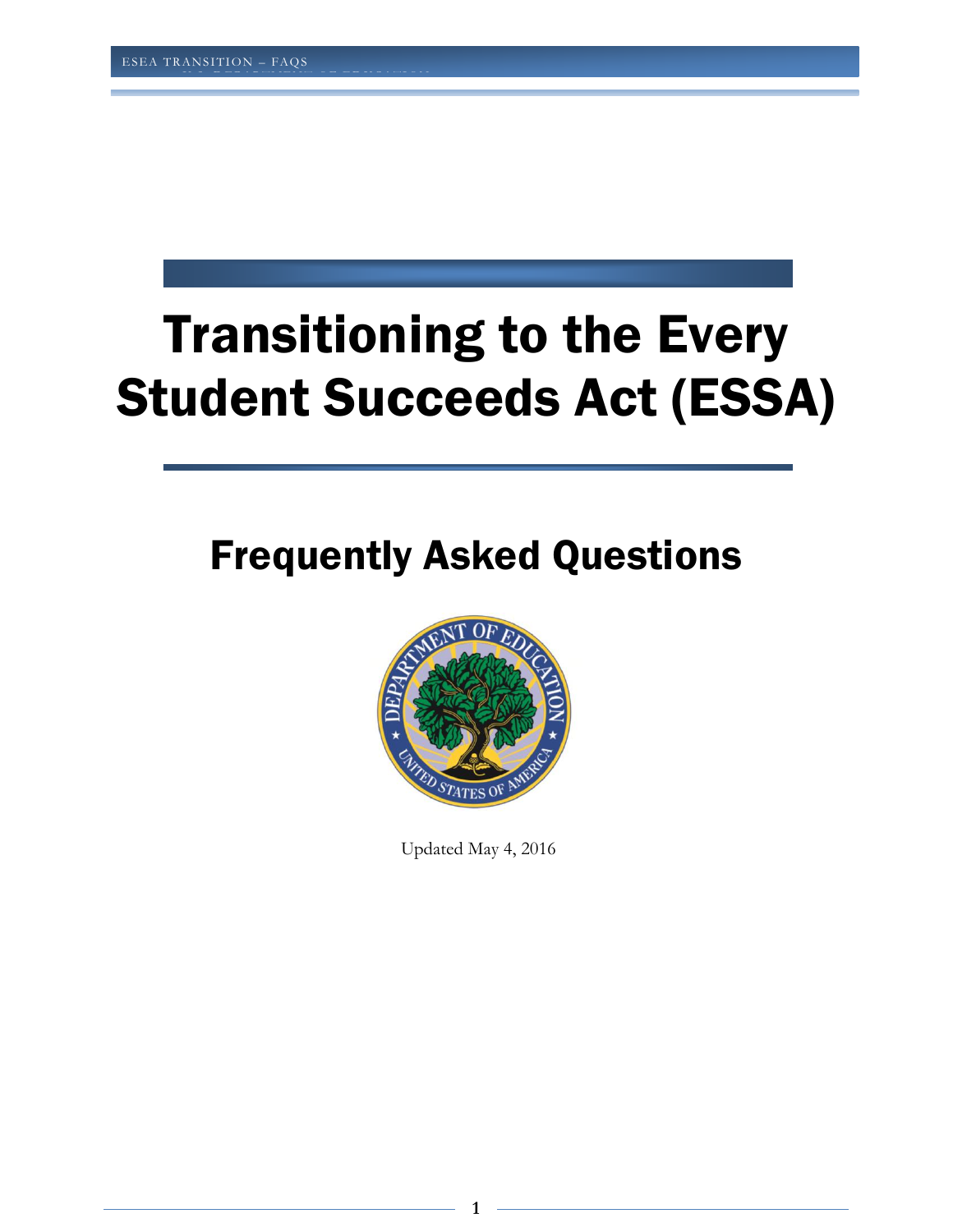# Transitioning to the Every Student Succeeds Act (ESSA)

## Frequently Asked Questions

Updated May 4, 2016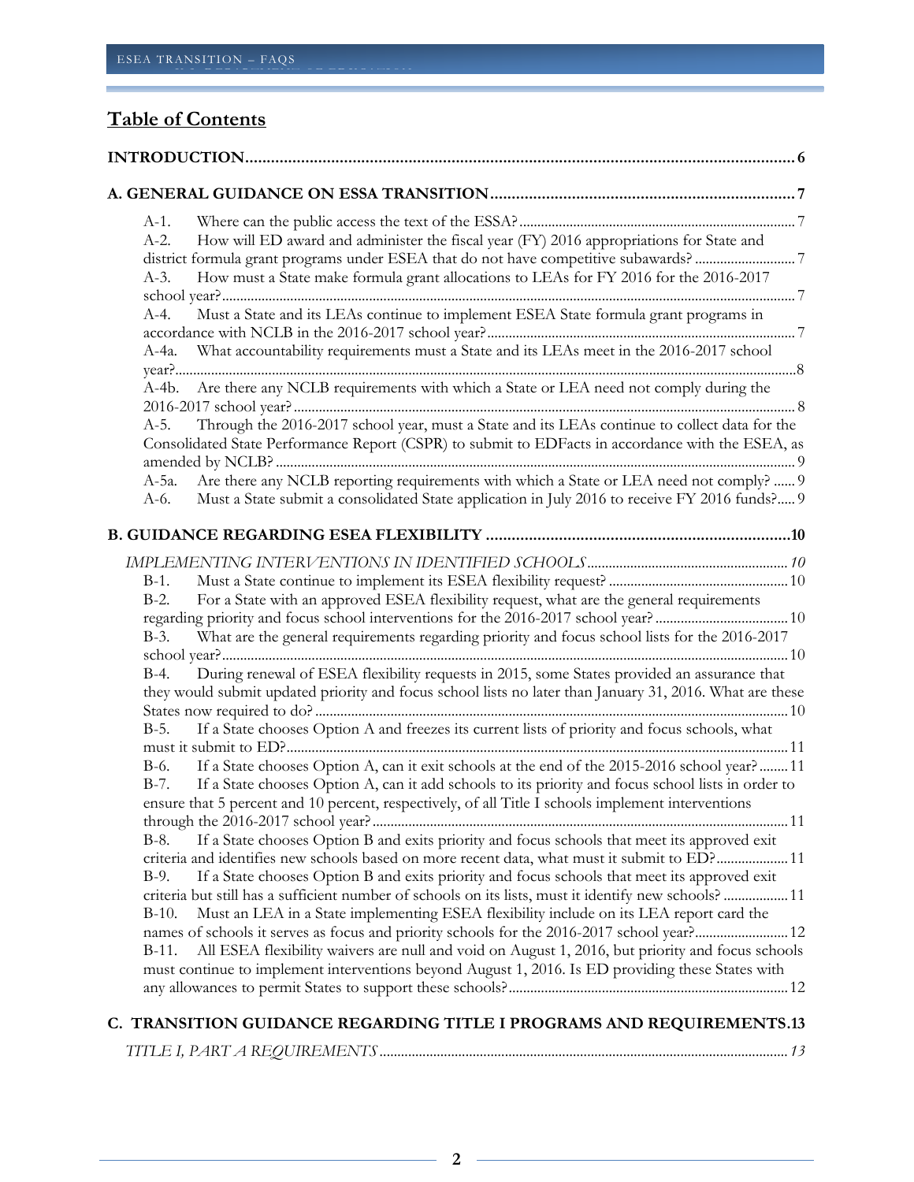## Table of Contents

**INTRODUCTION** ........ 6

**A. GENERAL GUIDANCE ON ESSA TRANSITION** ........ 7

A-1. Where can the public access the text of the ESSA? ........ 7
A-2. How will ED award and administer the fiscal year (FY) 2016 appropriations for State and district formula grant programs under ESEA that do not have competitive subawards? ........ 7
A-3. How must a State make formula grant allocations to LEAs for FY 2016 for the 2016-2017 school year? ........ 7
A-4. Must a State and its LEAs continue to implement ESEA State formula grant programs in accordance with NCLB in the 2016-2017 school year? ........ 7
A-4a. What accountability requirements must a State and its LEAs meet in the 2016-2017 school year? ........ 8
A-4b. Are there any NCLB requirements with which a State or LEA need not comply during the 2016-2017 school year? ........ 8
A-5. Through the 2016-2017 school year, must a State and its LEAs continue to collect data for the Consolidated State Performance Report (CSPR) to submit to EDFacts in accordance with the ESEA, as amended by NCLB? ........ 9
A-5a. Are there any NCLB reporting requirements with which a State or LEA need not comply? ........ 9
A-6. Must a State submit a consolidated State application in July 2016 to receive FY 2016 funds? ........ 9

**B. GUIDANCE REGARDING ESEA FLEXIBILITY** ........ 10

*IMPLEMENTING INTERVENTIONS IN IDENTIFIED SCHOOLS* ........ 10

B-1. Must a State continue to implement its ESEA flexibility request? ........ 10
B-2. For a State with an approved ESEA flexibility request, what are the general requirements regarding priority and focus school interventions for the 2016-2017 school year? ........ 10
B-3. What are the general requirements regarding priority and focus school lists for the 2016-2017 school year? ........ 10
B-4. During renewal of ESEA flexibility requests in 2015, some States provided an assurance that they would submit updated priority and focus school lists no later than January 31, 2016. What are these States now required to do? ........ 10
B-5. If a State chooses Option A and freezes its current lists of priority and focus schools, what must it submit to ED? ........ 11
B-6. If a State chooses Option A, can it exit schools at the end of the 2015-2016 school year? ........ 11
B-7. If a State chooses Option A, can it add schools to its priority and focus school lists in order to ensure that 5 percent and 10 percent, respectively, of all Title I schools implement interventions through the 2016-2017 school year? ........ 11
B-8. If a State chooses Option B and exits priority and focus schools that meet its approved exit criteria and identifies new schools based on more recent data, what must it submit to ED? ........ 11
B-9. If a State chooses Option B and exits priority and focus schools that meet its approved exit criteria but still has a sufficient number of schools on its lists, must it identify new schools? ........ 11
B-10. Must an LEA in a State implementing ESEA flexibility include on its LEA report card the names of schools it serves as focus and priority schools for the 2016-2017 school year? ........ 12
B-11. All ESEA flexibility waivers are null and void on August 1, 2016, but priority and focus schools must continue to implement interventions beyond August 1, 2016. Is ED providing these States with any allowances to permit States to support these schools? ........ 12

**C. TRANSITION GUIDANCE REGARDING TITLE I PROGRAMS AND REQUIREMENTS** ........ 13

*TITLE I, PART A REQUIREMENTS* ........ 13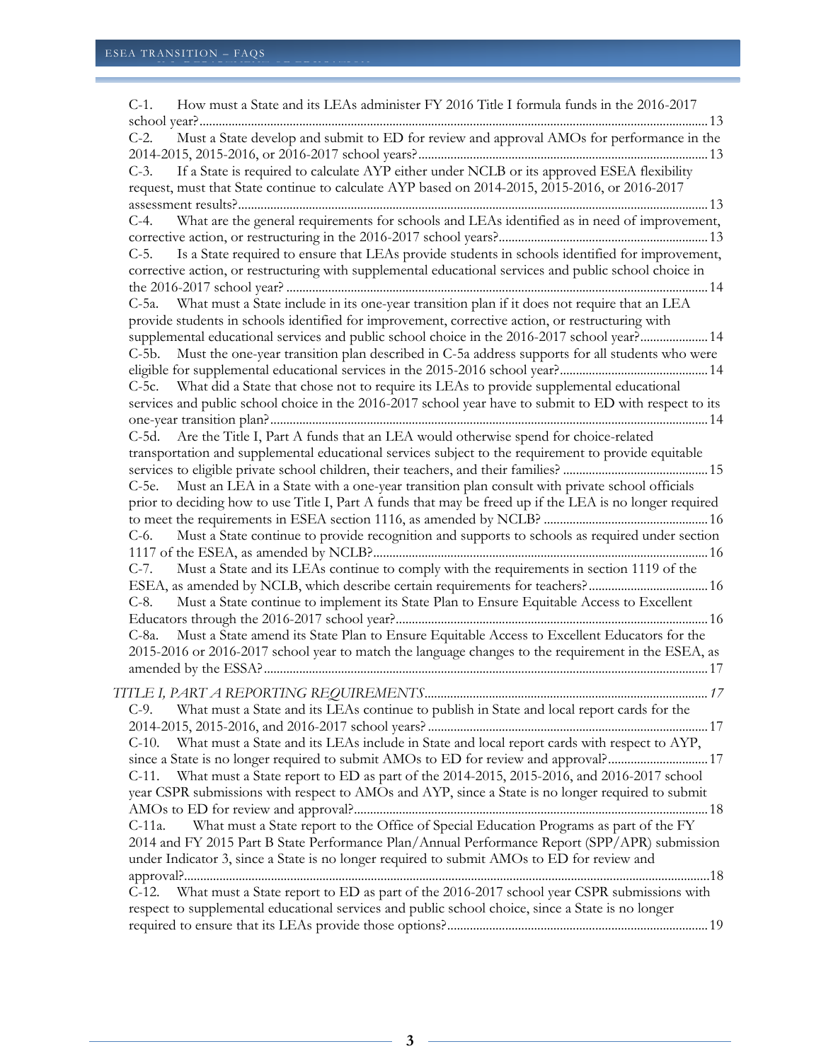C-1. How must a State and its LEAs administer FY 2016 Title I formula funds in the 2016-2017 school year? ... 13

C-2. Must a State develop and submit to ED for review and approval AMOs for performance in the 2014-2015, 2015-2016, or 2016-2017 school years? ... 13

C-3. If a State is required to calculate AYP either under NCLB or its approved ESEA flexibility request, must that State continue to calculate AYP based on 2014-2015, 2015-2016, or 2016-2017 assessment results? ... 13

C-4. What are the general requirements for schools and LEAs identified as in need of improvement, corrective action, or restructuring in the 2016-2017 school years? ... 13

C-5. Is a State required to ensure that LEAs provide students in schools identified for improvement, corrective action, or restructuring with supplemental educational services and public school choice in the 2016-2017 school year? ... 14

C-5a. What must a State include in its one-year transition plan if it does not require that an LEA provide students in schools identified for improvement, corrective action, or restructuring with supplemental educational services and public school choice in the 2016-2017 school year? ... 14

C-5b. Must the one-year transition plan described in C-5a address supports for all students who were eligible for supplemental educational services in the 2015-2016 school year? ... 14

C-5c. What did a State that chose not to require its LEAs to provide supplemental educational services and public school choice in the 2016-2017 school year have to submit to ED with respect to its one-year transition plan? ... 14

C-5d. Are the Title I, Part A funds that an LEA would otherwise spend for choice-related transportation and supplemental educational services subject to the requirement to provide equitable services to eligible private school children, their teachers, and their families? ... 15

C-5e. Must an LEA in a State with a one-year transition plan consult with private school officials prior to deciding how to use Title I, Part A funds that may be freed up if the LEA is no longer required to meet the requirements in ESEA section 1116, as amended by NCLB? ... 16

C-6. Must a State continue to provide recognition and supports to schools as required under section 1117 of the ESEA, as amended by NCLB? ... 16

C-7. Must a State and its LEAs continue to comply with the requirements in section 1119 of the ESEA, as amended by NCLB, which describe certain requirements for teachers? ... 16

C-8. Must a State continue to implement its State Plan to Ensure Equitable Access to Excellent Educators through the 2016-2017 school year? ... 16

C-8a. Must a State amend its State Plan to Ensure Equitable Access to Excellent Educators for the 2015-2016 or 2016-2017 school year to match the language changes to the requirement in the ESEA, as amended by the ESSA? ... 17

*TITLE I, PART A REPORTING REQUIREMENTS ... 17*

C-9. What must a State and its LEAs continue to publish in State and local report cards for the 2014-2015, 2015-2016, and 2016-2017 school years? ... 17

C-10. What must a State and its LEAs include in State and local report cards with respect to AYP, since a State is no longer required to submit AMOs to ED for review and approval? ... 17

C-11. What must a State report to ED as part of the 2014-2015, 2015-2016, and 2016-2017 school year CSPR submissions with respect to AMOs and AYP, since a State is no longer required to submit AMOs to ED for review and approval? ... 18

C-11a. What must a State report to the Office of Special Education Programs as part of the FY 2014 and FY 2015 Part B State Performance Plan/Annual Performance Report (SPP/APR) submission under Indicator 3, since a State is no longer required to submit AMOs to ED for review and approval? ... 18

C-12. What must a State report to ED as part of the 2016-2017 school year CSPR submissions with respect to supplemental educational services and public school choice, since a State is no longer required to ensure that its LEAs provide those options? ... 19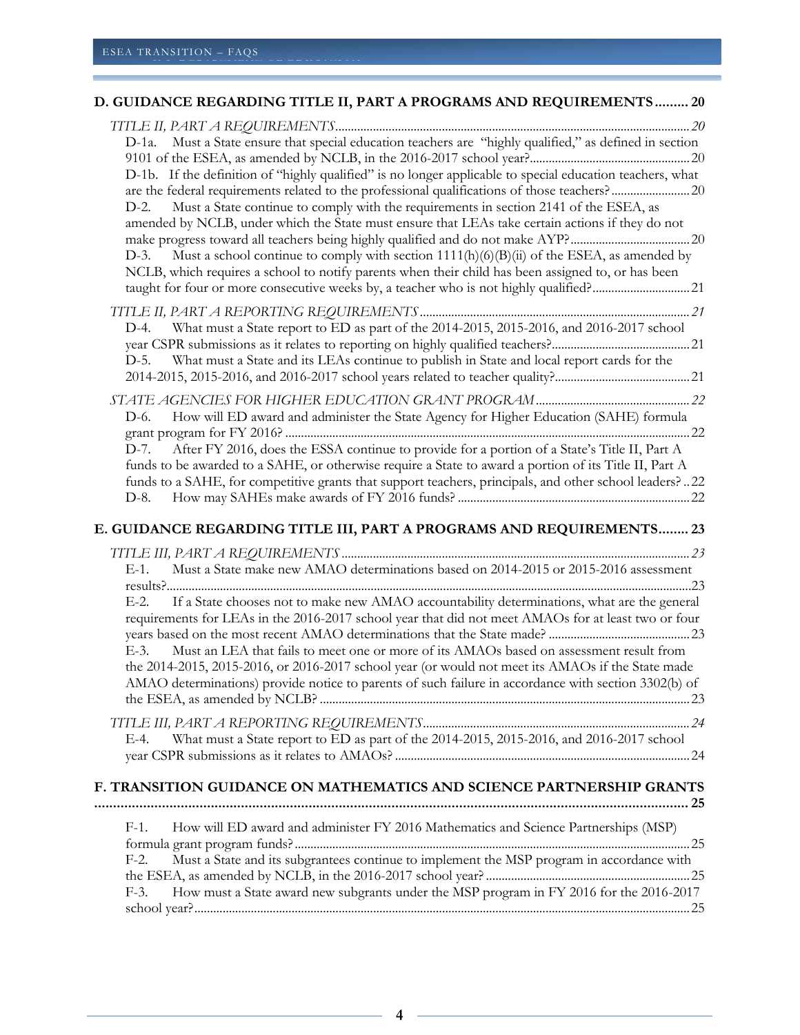**D. GUIDANCE REGARDING TITLE II, PART A PROGRAMS AND REQUIREMENTS......... 20**

*TITLE II, PART A REQUIREMENTS*............................................................................................................. *20*

D-1a. Must a State ensure that special education teachers are "highly qualified," as defined in section 9101 of the ESEA, as amended by NCLB, in the 2016-2017 school year?.................................................. 20

D-1b. If the definition of "highly qualified" is no longer applicable to special education teachers, what are the federal requirements related to the professional qualifications of those teachers?......................... 20

D-2. Must a State continue to comply with the requirements in section 2141 of the ESEA, as amended by NCLB, under which the State must ensure that LEAs take certain actions if they do not make progress toward all teachers being highly qualified and do not make AYP?...................................... 20

D-3. Must a school continue to comply with section 1111(h)(6)(B)(ii) of the ESEA, as amended by NCLB, which requires a school to notify parents when their child has been assigned to, or has been taught for four or more consecutive weeks by, a teacher who is not highly qualified?............................... 21

*TITLE II, PART A REPORTING REQUIREMENTS*..................................................................................... *21*

D-4. What must a State report to ED as part of the 2014-2015, 2015-2016, and 2016-2017 school year CSPR submissions as it relates to reporting on highly qualified teachers?........................................... 21

D-5. What must a State and its LEAs continue to publish in State and local report cards for the 2014-2015, 2015-2016, and 2016-2017 school years related to teacher quality?.......................................... 21

*STATE AGENCIES FOR HIGHER EDUCATION GRANT PROGRAM*................................................ *22*

D-6. How will ED award and administer the State Agency for Higher Education (SAHE) formula grant program for FY 2016? ............................................................................................................... 22

D-7. After FY 2016, does the ESSA continue to provide for a portion of a State's Title II, Part A funds to be awarded to a SAHE, or otherwise require a State to award a portion of its Title II, Part A funds to a SAHE, for competitive grants that support teachers, principals, and other school leaders? .. 22

D-8. How may SAHEs make awards of FY 2016 funds? .......................................................................... 22

**E. GUIDANCE REGARDING TITLE III, PART A PROGRAMS AND REQUIREMENTS........ 23**

*TITLE III, PART A REQUIREMENTS*............................................................................................................ *23*

E-1. Must a State make new AMAO determinations based on 2014-2015 or 2015-2016 assessment results?.................................................................................................................................................... 23

E-2. If a State chooses not to make new AMAO accountability determinations, what are the general requirements for LEAs in the 2016-2017 school year that did not meet AMAOs for at least two or four years based on the most recent AMAO determinations that the State made? ............................................ 23

E-3. Must an LEA that fails to meet one or more of its AMAOs based on assessment result from the 2014-2015, 2015-2016, or 2016-2017 school year (or would not meet its AMAOs if the State made AMAO determinations) provide notice to parents of such failure in accordance with section 3302(b) of the ESEA, as amended by NCLB? ..................................................................................................... 23

*TITLE III, PART A REPORTING REQUIREMENTS*................................................................................... *24*

E-4. What must a State report to ED as part of the 2014-2015, 2015-2016, and 2016-2017 school year CSPR submissions as it relates to AMAOs? ............................................................................................ 24

**F. TRANSITION GUIDANCE ON MATHEMATICS AND SCIENCE PARTNERSHIP GRANTS ............................................................................................................................................. 25**

F-1. How will ED award and administer FY 2016 Mathematics and Science Partnerships (MSP) formula grant program funds?............................................................................................................ 25

F-2. Must a State and its subgrantees continue to implement the MSP program in accordance with the ESEA, as amended by NCLB, in the 2016-2017 school year?................................................................ 25

F-3. How must a State award new subgrants under the MSP program in FY 2016 for the 2016-2017 school year?........................................................................................................................................... 25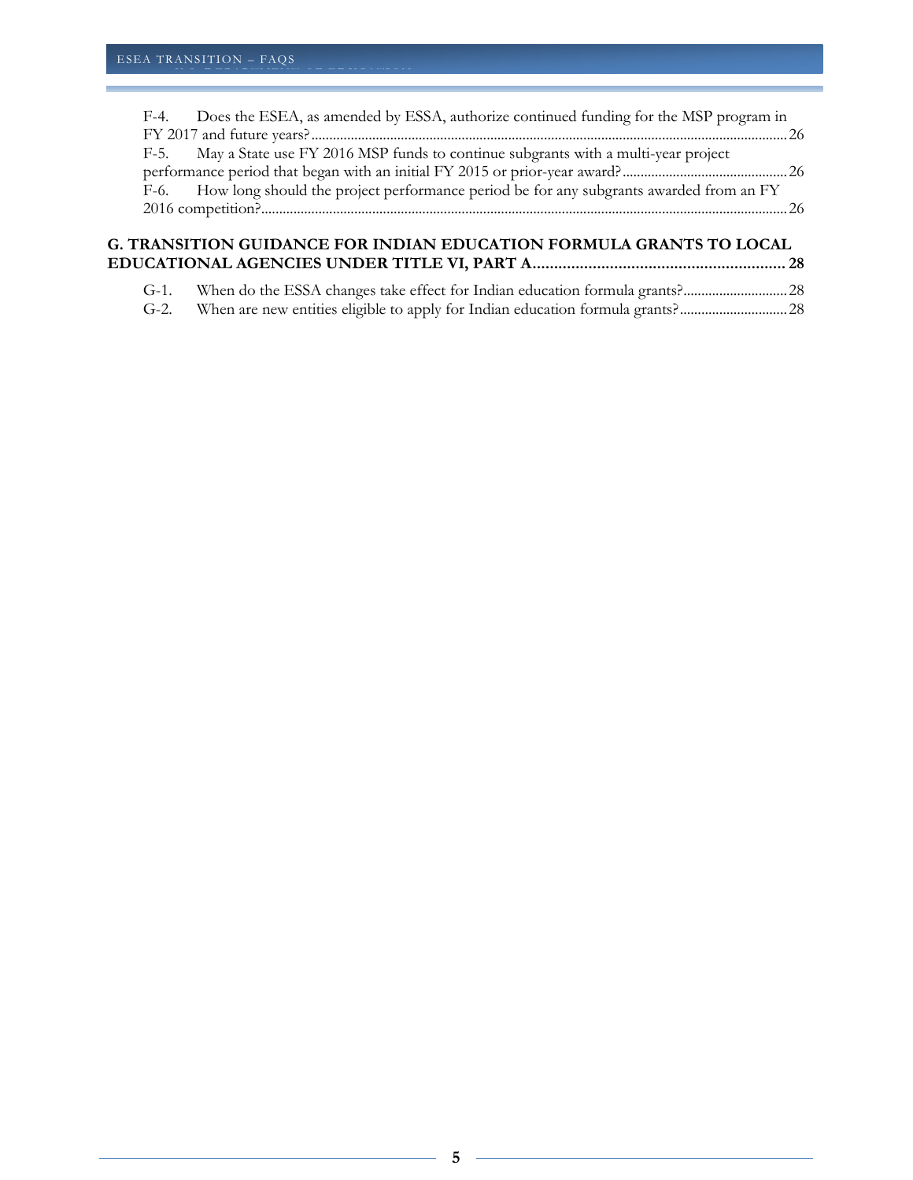F-4. Does the ESEA, as amended by ESSA, authorize continued funding for the MSP program in FY 2017 and future years? ... 26
F-5. May a State use FY 2016 MSP funds to continue subgrants with a multi-year project performance period that began with an initial FY 2015 or prior-year award? ... 26
F-6. How long should the project performance period be for any subgrants awarded from an FY 2016 competition? ... 26

**G. TRANSITION GUIDANCE FOR INDIAN EDUCATION FORMULA GRANTS TO LOCAL EDUCATIONAL AGENCIES UNDER TITLE VI, PART A ... 28**

G-1. When do the ESSA changes take effect for Indian education formula grants? ... 28
G-2. When are new entities eligible to apply for Indian education formula grants? ... 28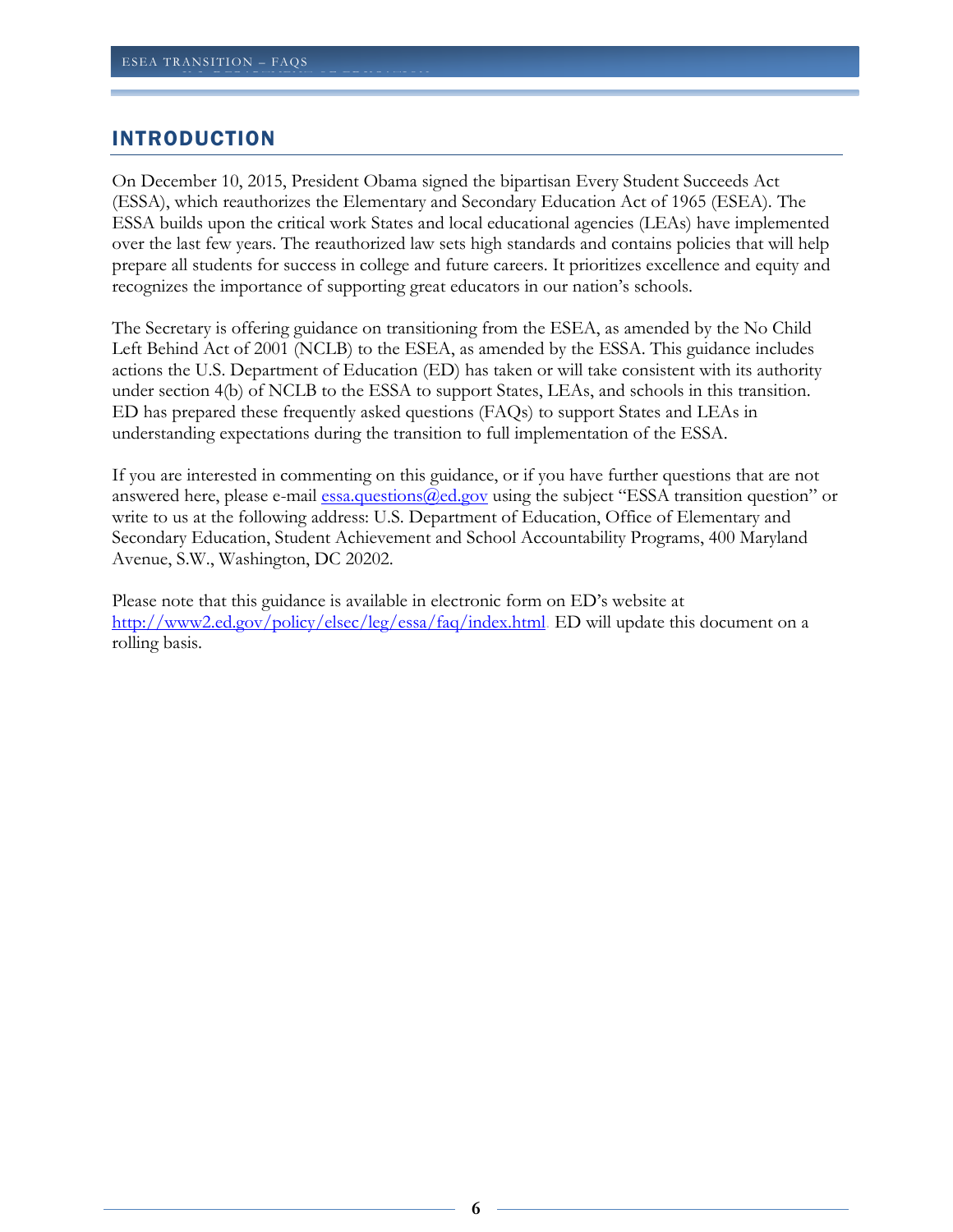## INTRODUCTION

On December 10, 2015, President Obama signed the bipartisan Every Student Succeeds Act (ESSA), which reauthorizes the Elementary and Secondary Education Act of 1965 (ESEA). The ESSA builds upon the critical work States and local educational agencies (LEAs) have implemented over the last few years. The reauthorized law sets high standards and contains policies that will help prepare all students for success in college and future careers. It prioritizes excellence and equity and recognizes the importance of supporting great educators in our nation's schools.

The Secretary is offering guidance on transitioning from the ESEA, as amended by the No Child Left Behind Act of 2001 (NCLB) to the ESEA, as amended by the ESSA. This guidance includes actions the U.S. Department of Education (ED) has taken or will take consistent with its authority under section 4(b) of NCLB to the ESSA to support States, LEAs, and schools in this transition. ED has prepared these frequently asked questions (FAQs) to support States and LEAs in understanding expectations during the transition to full implementation of the ESSA.

If you are interested in commenting on this guidance, or if you have further questions that are not answered here, please e-mail essa.questions@ed.gov using the subject "ESSA transition question" or write to us at the following address: U.S. Department of Education, Office of Elementary and Secondary Education, Student Achievement and School Accountability Programs, 400 Maryland Avenue, S.W., Washington, DC 20202.

Please note that this guidance is available in electronic form on ED's website at http://www2.ed.gov/policy/elsec/leg/essa/faq/index.html. ED will update this document on a rolling basis.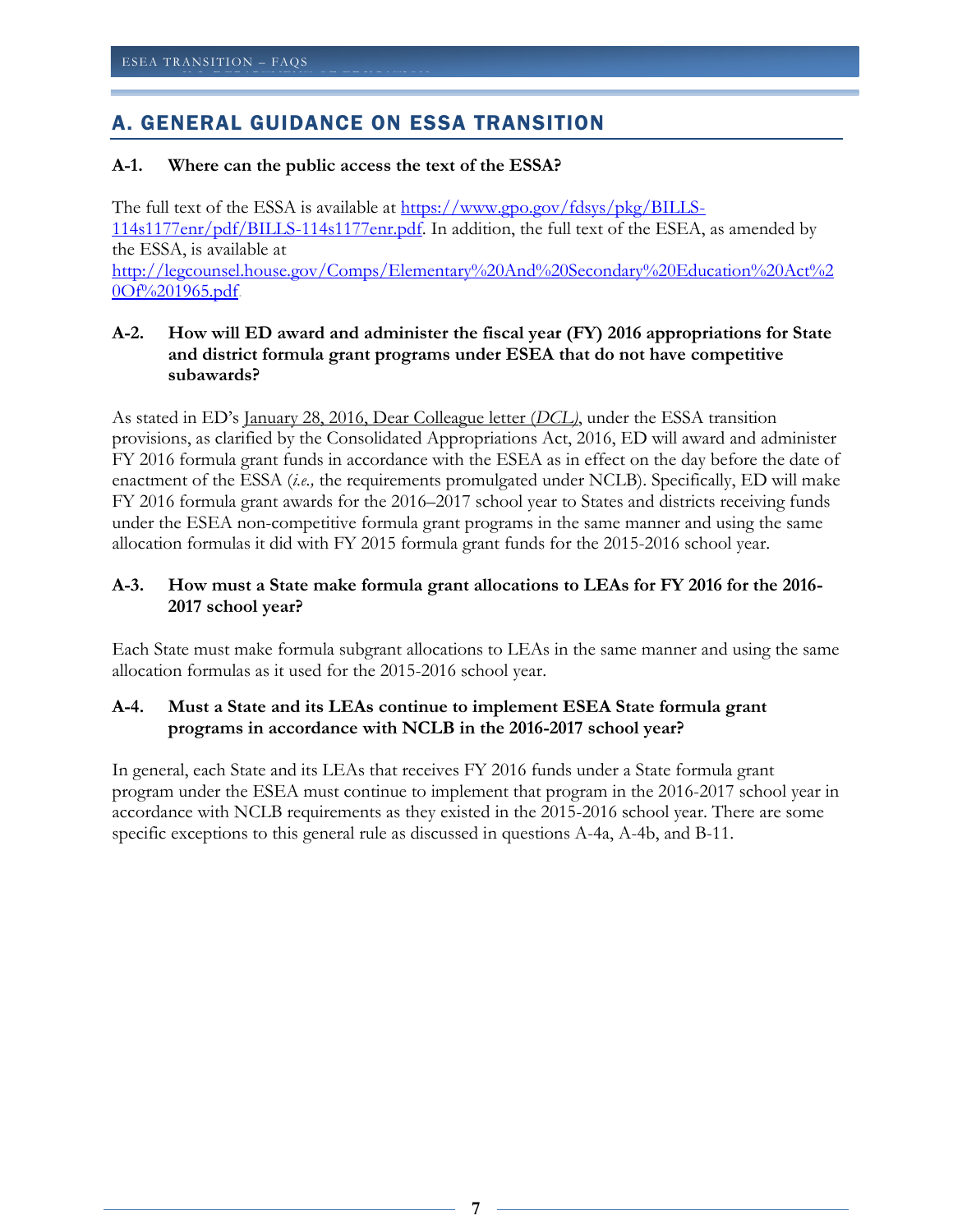## A. GENERAL GUIDANCE ON ESSA TRANSITION

**A-1. Where can the public access the text of the ESSA?**

The full text of the ESSA is available at https://www.gpo.gov/fdsys/pkg/BILLS-114s1177enr/pdf/BILLS-114s1177enr.pdf. In addition, the full text of the ESEA, as amended by the ESSA, is available at http://legcounsel.house.gov/Comps/Elementary%20And%20Secondary%20Education%20Act%20Of%201965.pdf

**A-2. How will ED award and administer the fiscal year (FY) 2016 appropriations for State and district formula grant programs under ESEA that do not have competitive subawards?**

As stated in ED's January 28, 2016, Dear Colleague letter (*DCL*), under the ESSA transition provisions, as clarified by the Consolidated Appropriations Act, 2016, ED will award and administer FY 2016 formula grant funds in accordance with the ESEA as in effect on the day before the date of enactment of the ESSA (*i.e.,* the requirements promulgated under NCLB). Specifically, ED will make FY 2016 formula grant awards for the 2016–2017 school year to States and districts receiving funds under the ESEA non-competitive formula grant programs in the same manner and using the same allocation formulas it did with FY 2015 formula grant funds for the 2015-2016 school year.

**A-3. How must a State make formula grant allocations to LEAs for FY 2016 for the 2016-2017 school year?**

Each State must make formula subgrant allocations to LEAs in the same manner and using the same allocation formulas as it used for the 2015-2016 school year.

**A-4. Must a State and its LEAs continue to implement ESEA State formula grant programs in accordance with NCLB in the 2016-2017 school year?**

In general, each State and its LEAs that receives FY 2016 funds under a State formula grant program under the ESEA must continue to implement that program in the 2016-2017 school year in accordance with NCLB requirements as they existed in the 2015-2016 school year. There are some specific exceptions to this general rule as discussed in questions A-4a, A-4b, and B-11.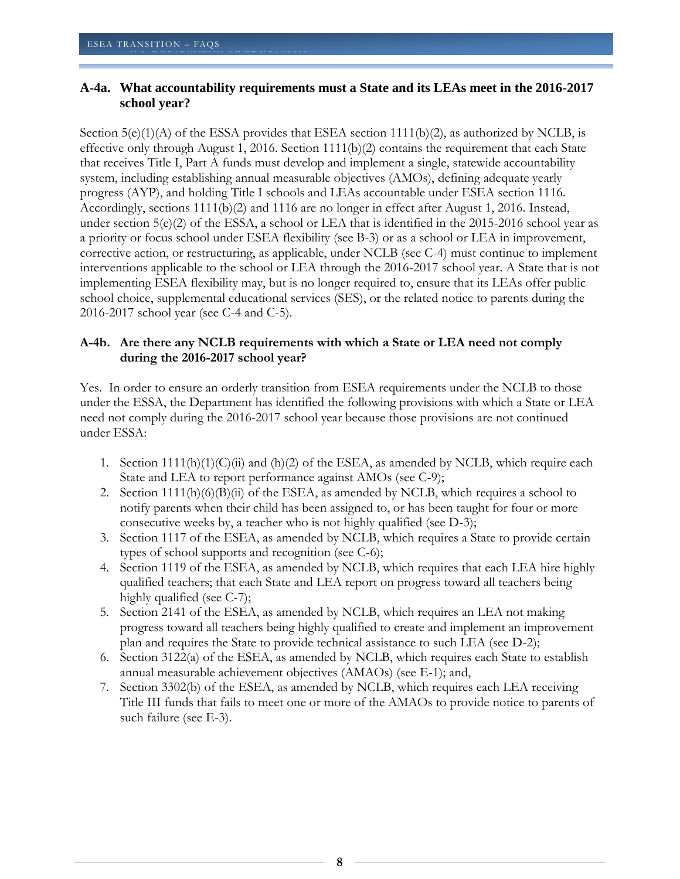### A-4a. What accountability requirements must a State and its LEAs meet in the 2016-2017 school year?

Section 5(e)(1)(A) of the ESSA provides that ESEA section 1111(b)(2), as authorized by NCLB, is effective only through August 1, 2016. Section 1111(b)(2) contains the requirement that each State that receives Title I, Part A funds must develop and implement a single, statewide accountability system, including establishing annual measurable objectives (AMOs), defining adequate yearly progress (AYP), and holding Title I schools and LEAs accountable under ESEA section 1116. Accordingly, sections 1111(b)(2) and 1116 are no longer in effect after August 1, 2016. Instead, under section 5(e)(2) of the ESSA, a school or LEA that is identified in the 2015-2016 school year as a priority or focus school under ESEA flexibility (see B-3) or as a school or LEA in improvement, corrective action, or restructuring, as applicable, under NCLB (see C-4) must continue to implement interventions applicable to the school or LEA through the 2016-2017 school year. A State that is not implementing ESEA flexibility may, but is no longer required to, ensure that its LEAs offer public school choice, supplemental educational services (SES), or the related notice to parents during the 2016-2017 school year (see C-4 and C-5).

### A-4b. Are there any NCLB requirements with which a State or LEA need not comply during the 2016-2017 school year?

Yes. In order to ensure an orderly transition from ESEA requirements under the NCLB to those under the ESSA, the Department has identified the following provisions with which a State or LEA need not comply during the 2016-2017 school year because those provisions are not continued under ESSA:

1. Section 1111(h)(1)(C)(ii) and (h)(2) of the ESEA, as amended by NCLB, which require each State and LEA to report performance against AMOs (see C-9);
2. Section 1111(h)(6)(B)(ii) of the ESEA, as amended by NCLB, which requires a school to notify parents when their child has been assigned to, or has been taught for four or more consecutive weeks by, a teacher who is not highly qualified (see D-3);
3. Section 1117 of the ESEA, as amended by NCLB, which requires a State to provide certain types of school supports and recognition (see C-6);
4. Section 1119 of the ESEA, as amended by NCLB, which requires that each LEA hire highly qualified teachers; that each State and LEA report on progress toward all teachers being highly qualified (see C-7);
5. Section 2141 of the ESEA, as amended by NCLB, which requires an LEA not making progress toward all teachers being highly qualified to create and implement an improvement plan and requires the State to provide technical assistance to such LEA (see D-2);
6. Section 3122(a) of the ESEA, as amended by NCLB, which requires each State to establish annual measurable achievement objectives (AMAOs) (see E-1); and,
7. Section 3302(b) of the ESEA, as amended by NCLB, which requires each LEA receiving Title III funds that fails to meet one or more of the AMAOs to provide notice to parents of such failure (see E-3).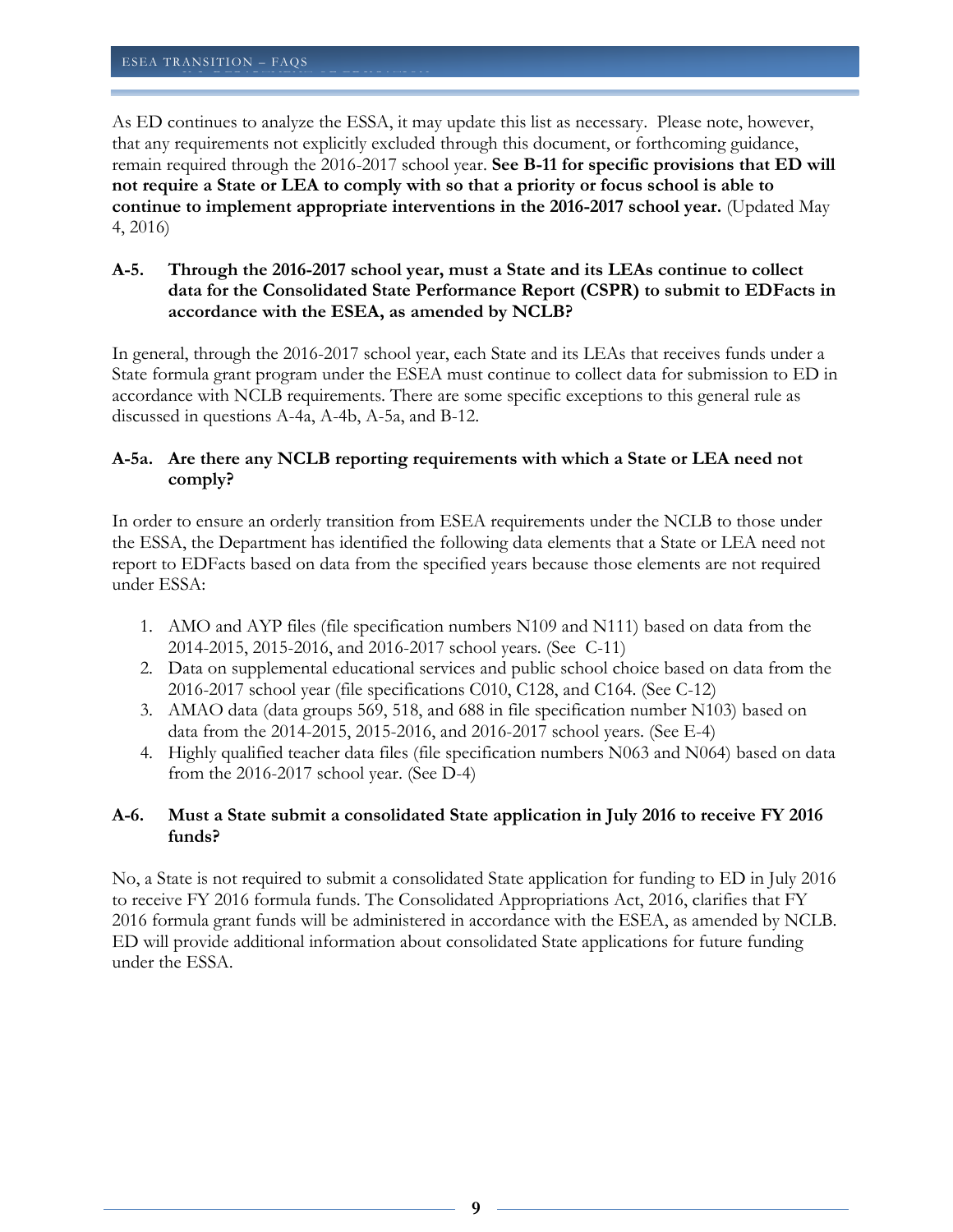As ED continues to analyze the ESSA, it may update this list as necessary. Please note, however, that any requirements not explicitly excluded through this document, or forthcoming guidance, remain required through the 2016-2017 school year. **See B-11 for specific provisions that ED will not require a State or LEA to comply with so that a priority or focus school is able to continue to implement appropriate interventions in the 2016-2017 school year.** (Updated May 4, 2016)

### A-5. Through the 2016-2017 school year, must a State and its LEAs continue to collect data for the Consolidated State Performance Report (CSPR) to submit to EDFacts in accordance with the ESEA, as amended by NCLB?

In general, through the 2016-2017 school year, each State and its LEAs that receives funds under a State formula grant program under the ESEA must continue to collect data for submission to ED in accordance with NCLB requirements. There are some specific exceptions to this general rule as discussed in questions A-4a, A-4b, A-5a, and B-12.

### A-5a. Are there any NCLB reporting requirements with which a State or LEA need not comply?

In order to ensure an orderly transition from ESEA requirements under the NCLB to those under the ESSA, the Department has identified the following data elements that a State or LEA need not report to EDFacts based on data from the specified years because those elements are not required under ESSA:

1. AMO and AYP files (file specification numbers N109 and N111) based on data from the 2014-2015, 2015-2016, and 2016-2017 school years. (See C-11)
2. Data on supplemental educational services and public school choice based on data from the 2016-2017 school year (file specifications C010, C128, and C164. (See C-12)
3. AMAO data (data groups 569, 518, and 688 in file specification number N103) based on data from the 2014-2015, 2015-2016, and 2016-2017 school years. (See E-4)
4. Highly qualified teacher data files (file specification numbers N063 and N064) based on data from the 2016-2017 school year. (See D-4)

### A-6. Must a State submit a consolidated State application in July 2016 to receive FY 2016 funds?

No, a State is not required to submit a consolidated State application for funding to ED in July 2016 to receive FY 2016 formula funds. The Consolidated Appropriations Act, 2016, clarifies that FY 2016 formula grant funds will be administered in accordance with the ESEA, as amended by NCLB. ED will provide additional information about consolidated State applications for future funding under the ESSA.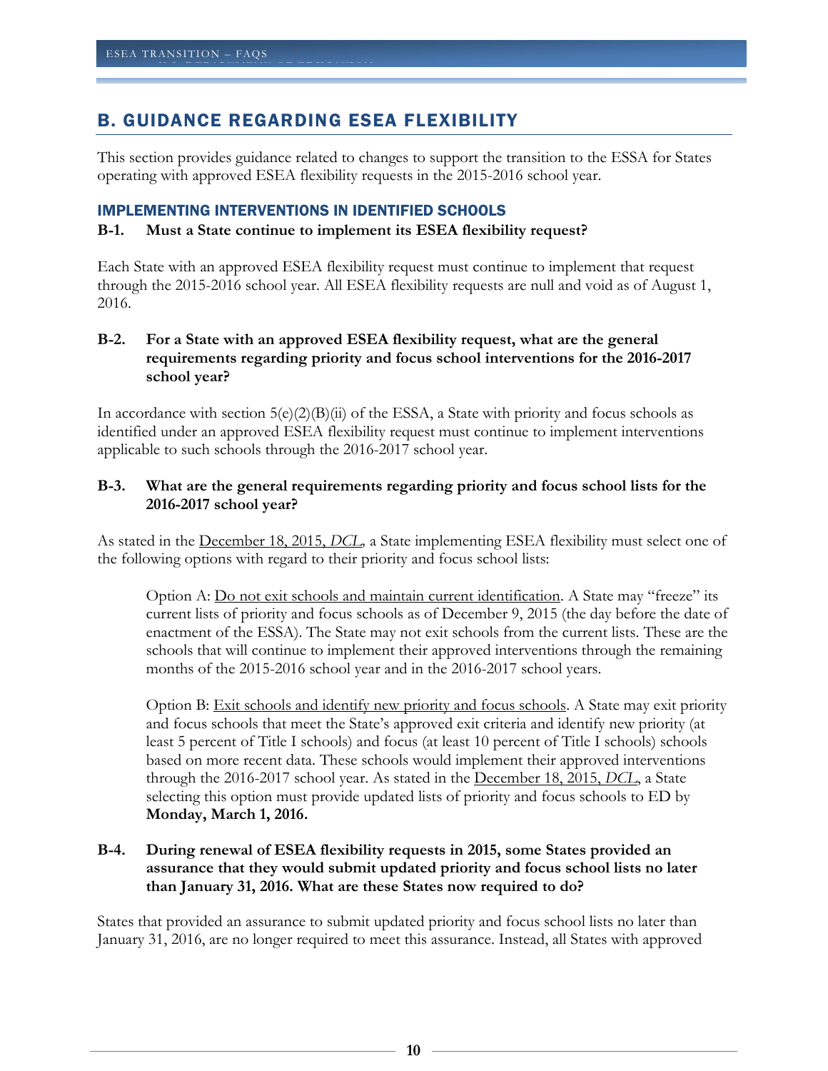## B. GUIDANCE REGARDING ESEA FLEXIBILITY

This section provides guidance related to changes to support the transition to the ESSA for States operating with approved ESEA flexibility requests in the 2015-2016 school year.

### IMPLEMENTING INTERVENTIONS IN IDENTIFIED SCHOOLS

**B-1. Must a State continue to implement its ESEA flexibility request?**

Each State with an approved ESEA flexibility request must continue to implement that request through the 2015-2016 school year. All ESEA flexibility requests are null and void as of August 1, 2016.

**B-2. For a State with an approved ESEA flexibility request, what are the general requirements regarding priority and focus school interventions for the 2016-2017 school year?**

In accordance with section 5(e)(2)(B)(ii) of the ESSA, a State with priority and focus schools as identified under an approved ESEA flexibility request must continue to implement interventions applicable to such schools through the 2016-2017 school year.

**B-3. What are the general requirements regarding priority and focus school lists for the 2016-2017 school year?**

As stated in the December 18, 2015, *DCL*, a State implementing ESEA flexibility must select one of the following options with regard to their priority and focus school lists:

> Option A: Do not exit schools and maintain current identification. A State may "freeze" its current lists of priority and focus schools as of December 9, 2015 (the day before the date of enactment of the ESSA). The State may not exit schools from the current lists. These are the schools that will continue to implement their approved interventions through the remaining months of the 2015-2016 school year and in the 2016-2017 school years.
>
> Option B: Exit schools and identify new priority and focus schools. A State may exit priority and focus schools that meet the State's approved exit criteria and identify new priority (at least 5 percent of Title I schools) and focus (at least 10 percent of Title I schools) schools based on more recent data. These schools would implement their approved interventions through the 2016-2017 school year. As stated in the December 18, 2015, *DCL*, a State selecting this option must provide updated lists of priority and focus schools to ED by **Monday, March 1, 2016.**

**B-4. During renewal of ESEA flexibility requests in 2015, some States provided an assurance that they would submit updated priority and focus school lists no later than January 31, 2016. What are these States now required to do?**

States that provided an assurance to submit updated priority and focus school lists no later than January 31, 2016, are no longer required to meet this assurance. Instead, all States with approved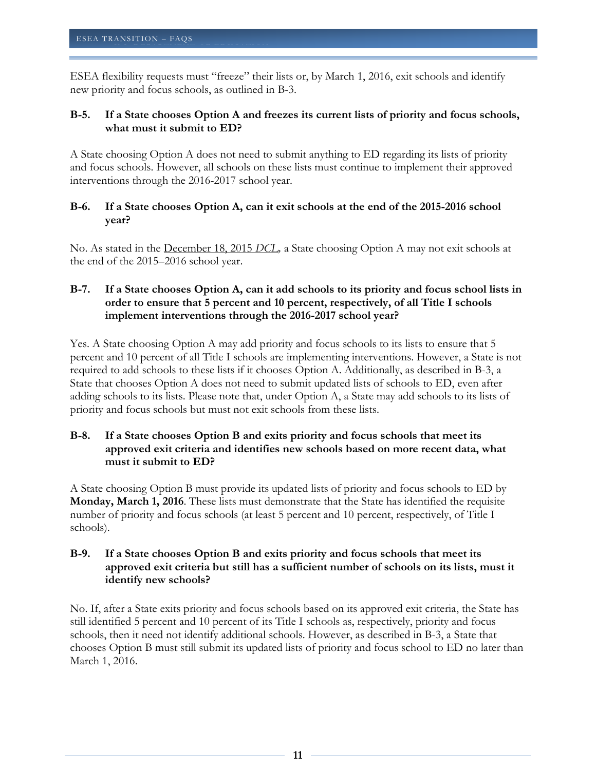ESEA flexibility requests must "freeze" their lists or, by March 1, 2016, exit schools and identify new priority and focus schools, as outlined in B-3.

### B-5. If a State chooses Option A and freezes its current lists of priority and focus schools, what must it submit to ED?

A State choosing Option A does not need to submit anything to ED regarding its lists of priority and focus schools. However, all schools on these lists must continue to implement their approved interventions through the 2016-2017 school year.

### B-6. If a State chooses Option A, can it exit schools at the end of the 2015-2016 school year?

No. As stated in the December 18, 2015 *DCL*, a State choosing Option A may not exit schools at the end of the 2015–2016 school year.

### B-7. If a State chooses Option A, can it add schools to its priority and focus school lists in order to ensure that 5 percent and 10 percent, respectively, of all Title I schools implement interventions through the 2016-2017 school year?

Yes. A State choosing Option A may add priority and focus schools to its lists to ensure that 5 percent and 10 percent of all Title I schools are implementing interventions. However, a State is not required to add schools to these lists if it chooses Option A. Additionally, as described in B-3, a State that chooses Option A does not need to submit updated lists of schools to ED, even after adding schools to its lists. Please note that, under Option A, a State may add schools to its lists of priority and focus schools but must not exit schools from these lists.

### B-8. If a State chooses Option B and exits priority and focus schools that meet its approved exit criteria and identifies new schools based on more recent data, what must it submit to ED?

A State choosing Option B must provide its updated lists of priority and focus schools to ED by **Monday, March 1, 2016**. These lists must demonstrate that the State has identified the requisite number of priority and focus schools (at least 5 percent and 10 percent, respectively, of Title I schools).

### B-9. If a State chooses Option B and exits priority and focus schools that meet its approved exit criteria but still has a sufficient number of schools on its lists, must it identify new schools?

No. If, after a State exits priority and focus schools based on its approved exit criteria, the State has still identified 5 percent and 10 percent of its Title I schools as, respectively, priority and focus schools, then it need not identify additional schools. However, as described in B-3, a State that chooses Option B must still submit its updated lists of priority and focus school to ED no later than March 1, 2016.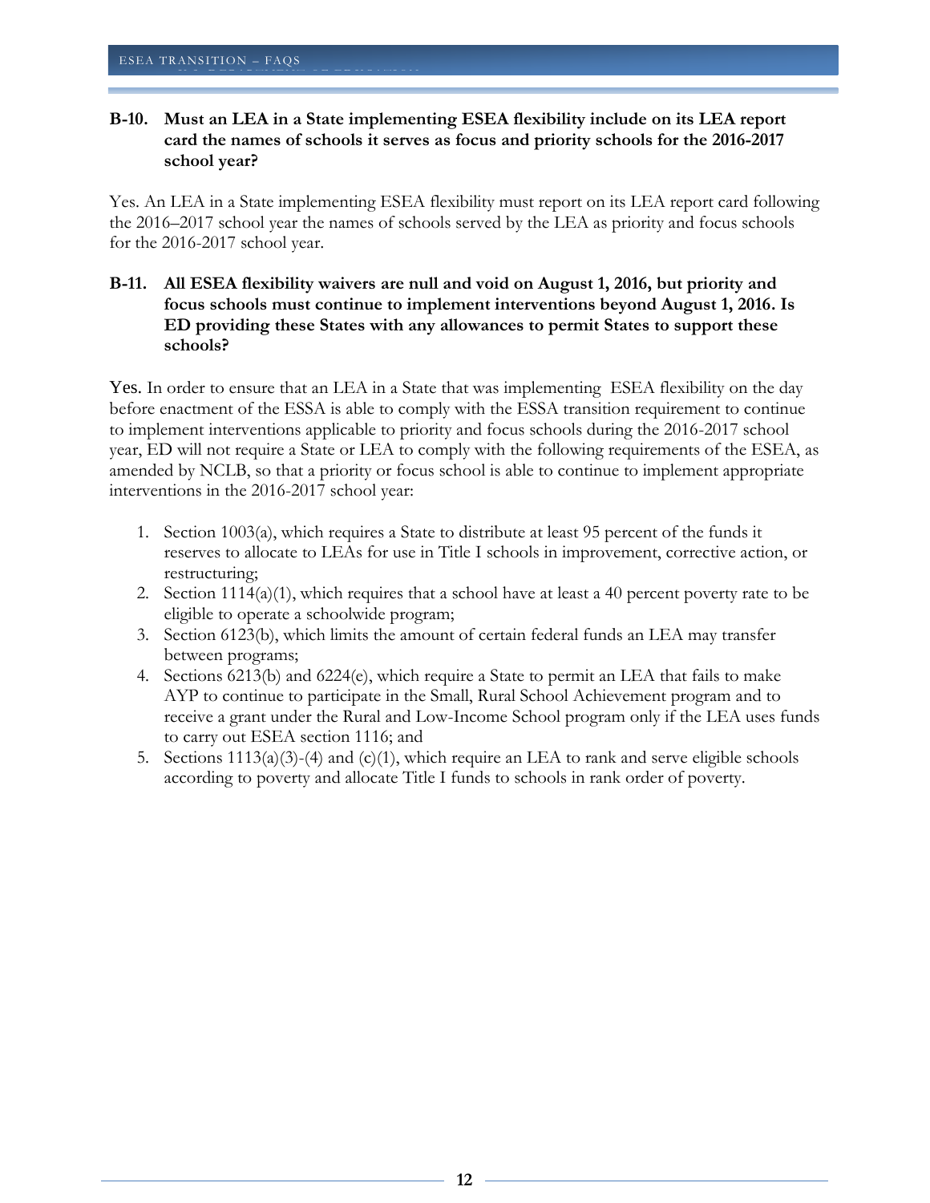**B-10. Must an LEA in a State implementing ESEA flexibility include on its LEA report card the names of schools it serves as focus and priority schools for the 2016-2017 school year?**

Yes. An LEA in a State implementing ESEA flexibility must report on its LEA report card following the 2016–2017 school year the names of schools served by the LEA as priority and focus schools for the 2016-2017 school year.

**B-11. All ESEA flexibility waivers are null and void on August 1, 2016, but priority and focus schools must continue to implement interventions beyond August 1, 2016. Is ED providing these States with any allowances to permit States to support these schools?**

Yes. In order to ensure that an LEA in a State that was implementing ESEA flexibility on the day before enactment of the ESSA is able to comply with the ESSA transition requirement to continue to implement interventions applicable to priority and focus schools during the 2016-2017 school year, ED will not require a State or LEA to comply with the following requirements of the ESEA, as amended by NCLB, so that a priority or focus school is able to continue to implement appropriate interventions in the 2016-2017 school year:

1. Section 1003(a), which requires a State to distribute at least 95 percent of the funds it reserves to allocate to LEAs for use in Title I schools in improvement, corrective action, or restructuring;
2. Section 1114(a)(1), which requires that a school have at least a 40 percent poverty rate to be eligible to operate a schoolwide program;
3. Section 6123(b), which limits the amount of certain federal funds an LEA may transfer between programs;
4. Sections 6213(b) and 6224(e), which require a State to permit an LEA that fails to make AYP to continue to participate in the Small, Rural School Achievement program and to receive a grant under the Rural and Low-Income School program only if the LEA uses funds to carry out ESEA section 1116; and
5. Sections 1113(a)(3)-(4) and (c)(1), which require an LEA to rank and serve eligible schools according to poverty and allocate Title I funds to schools in rank order of poverty.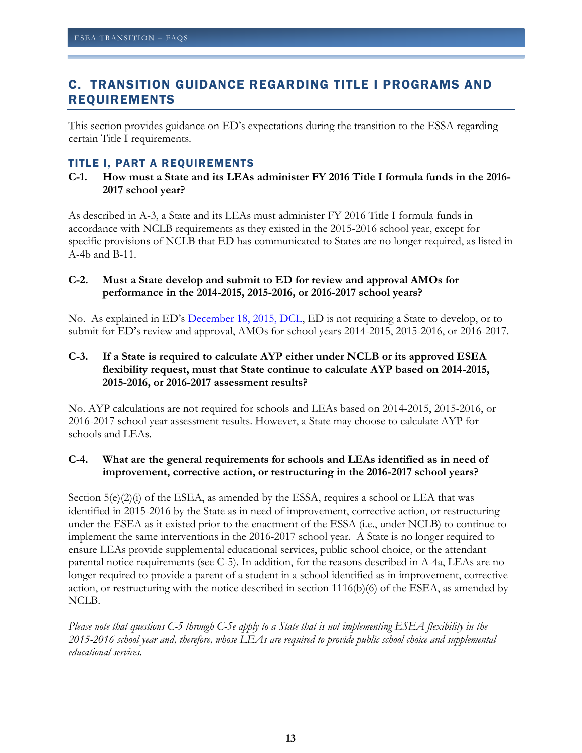## C. TRANSITION GUIDANCE REGARDING TITLE I PROGRAMS AND REQUIREMENTS

This section provides guidance on ED's expectations during the transition to the ESSA regarding certain Title I requirements.

### TITLE I, PART A REQUIREMENTS

**C-1. How must a State and its LEAs administer FY 2016 Title I formula funds in the 2016-2017 school year?**

As described in A-3, a State and its LEAs must administer FY 2016 Title I formula funds in accordance with NCLB requirements as they existed in the 2015-2016 school year, except for specific provisions of NCLB that ED has communicated to States are no longer required, as listed in A-4b and B-11.

**C-2. Must a State develop and submit to ED for review and approval AMOs for performance in the 2014-2015, 2015-2016, or 2016-2017 school years?**

No. As explained in ED's December 18, 2015, DCL, ED is not requiring a State to develop, or to submit for ED's review and approval, AMOs for school years 2014-2015, 2015-2016, or 2016-2017.

**C-3. If a State is required to calculate AYP either under NCLB or its approved ESEA flexibility request, must that State continue to calculate AYP based on 2014-2015, 2015-2016, or 2016-2017 assessment results?**

No. AYP calculations are not required for schools and LEAs based on 2014-2015, 2015-2016, or 2016-2017 school year assessment results. However, a State may choose to calculate AYP for schools and LEAs.

**C-4. What are the general requirements for schools and LEAs identified as in need of improvement, corrective action, or restructuring in the 2016-2017 school years?**

Section 5(e)(2)(i) of the ESEA, as amended by the ESSA, requires a school or LEA that was identified in 2015-2016 by the State as in need of improvement, corrective action, or restructuring under the ESEA as it existed prior to the enactment of the ESSA (i.e., under NCLB) to continue to implement the same interventions in the 2016-2017 school year. A State is no longer required to ensure LEAs provide supplemental educational services, public school choice, or the attendant parental notice requirements (see C-5). In addition, for the reasons described in A-4a, LEAs are no longer required to provide a parent of a student in a school identified as in improvement, corrective action, or restructuring with the notice described in section 1116(b)(6) of the ESEA, as amended by NCLB.

*Please note that questions C-5 through C-5e apply to a State that is not implementing ESEA flexibility in the 2015-2016 school year and, therefore, whose LEAs are required to provide public school choice and supplemental educational services.*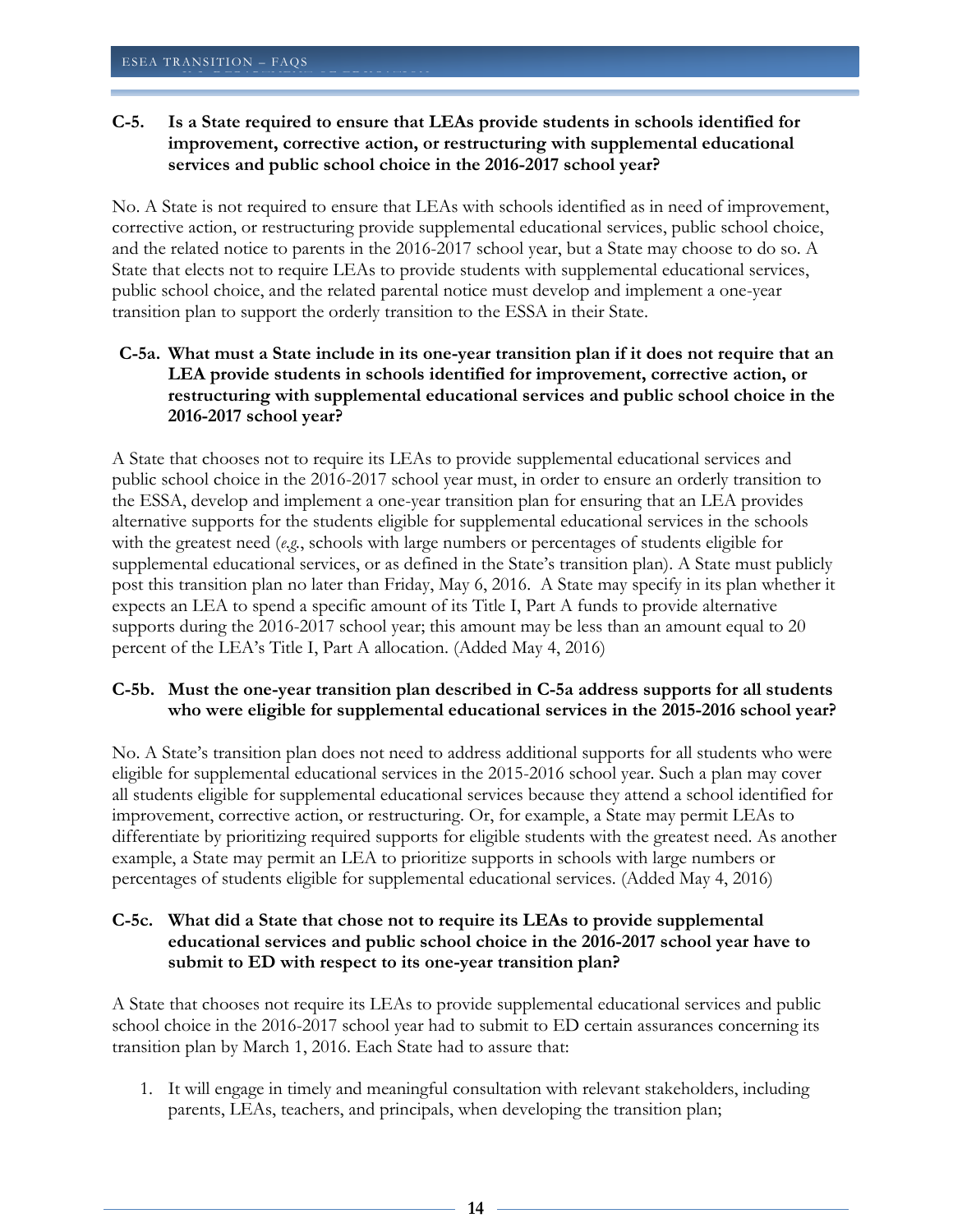**C-5. Is a State required to ensure that LEAs provide students in schools identified for improvement, corrective action, or restructuring with supplemental educational services and public school choice in the 2016-2017 school year?**

No. A State is not required to ensure that LEAs with schools identified as in need of improvement, corrective action, or restructuring provide supplemental educational services, public school choice, and the related notice to parents in the 2016-2017 school year, but a State may choose to do so. A State that elects not to require LEAs to provide students with supplemental educational services, public school choice, and the related parental notice must develop and implement a one-year transition plan to support the orderly transition to the ESSA in their State.

**C-5a. What must a State include in its one-year transition plan if it does not require that an LEA provide students in schools identified for improvement, corrective action, or restructuring with supplemental educational services and public school choice in the 2016-2017 school year?**

A State that chooses not to require its LEAs to provide supplemental educational services and public school choice in the 2016-2017 school year must, in order to ensure an orderly transition to the ESSA, develop and implement a one-year transition plan for ensuring that an LEA provides alternative supports for the students eligible for supplemental educational services in the schools with the greatest need (*e.g.*, schools with large numbers or percentages of students eligible for supplemental educational services, or as defined in the State's transition plan). A State must publicly post this transition plan no later than Friday, May 6, 2016. A State may specify in its plan whether it expects an LEA to spend a specific amount of its Title I, Part A funds to provide alternative supports during the 2016-2017 school year; this amount may be less than an amount equal to 20 percent of the LEA's Title I, Part A allocation. (Added May 4, 2016)

**C-5b. Must the one-year transition plan described in C-5a address supports for all students who were eligible for supplemental educational services in the 2015-2016 school year?**

No. A State's transition plan does not need to address additional supports for all students who were eligible for supplemental educational services in the 2015-2016 school year. Such a plan may cover all students eligible for supplemental educational services because they attend a school identified for improvement, corrective action, or restructuring. Or, for example, a State may permit LEAs to differentiate by prioritizing required supports for eligible students with the greatest need. As another example, a State may permit an LEA to prioritize supports in schools with large numbers or percentages of students eligible for supplemental educational services. (Added May 4, 2016)

**C-5c. What did a State that chose not to require its LEAs to provide supplemental educational services and public school choice in the 2016-2017 school year have to submit to ED with respect to its one-year transition plan?**

A State that chooses not require its LEAs to provide supplemental educational services and public school choice in the 2016-2017 school year had to submit to ED certain assurances concerning its transition plan by March 1, 2016. Each State had to assure that:

1. It will engage in timely and meaningful consultation with relevant stakeholders, including parents, LEAs, teachers, and principals, when developing the transition plan;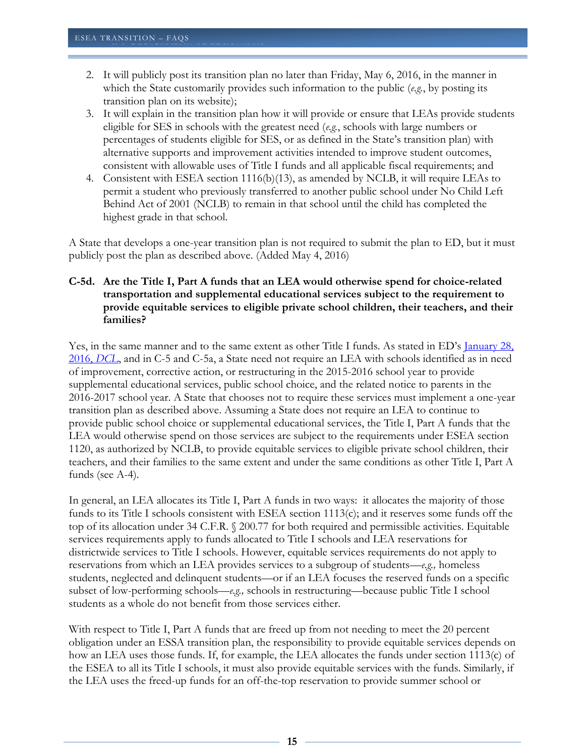2. It will publicly post its transition plan no later than Friday, May 6, 2016, in the manner in which the State customarily provides such information to the public (*e.g.*, by posting its transition plan on its website);
3. It will explain in the transition plan how it will provide or ensure that LEAs provide students eligible for SES in schools with the greatest need (*e.g.*, schools with large numbers or percentages of students eligible for SES, or as defined in the State's transition plan) with alternative supports and improvement activities intended to improve student outcomes, consistent with allowable uses of Title I funds and all applicable fiscal requirements; and
4. Consistent with ESEA section 1116(b)(13), as amended by NCLB, it will require LEAs to permit a student who previously transferred to another public school under No Child Left Behind Act of 2001 (NCLB) to remain in that school until the child has completed the highest grade in that school.

A State that develops a one-year transition plan is not required to submit the plan to ED, but it must publicly post the plan as described above. (Added May 4, 2016)

**C-5d. Are the Title I, Part A funds that an LEA would otherwise spend for choice-related transportation and supplemental educational services subject to the requirement to provide equitable services to eligible private school children, their teachers, and their families?**

Yes, in the same manner and to the same extent as other Title I funds. As stated in ED's [January 28, 2016, *DCL*](), and in C-5 and C-5a, a State need not require an LEA with schools identified as in need of improvement, corrective action, or restructuring in the 2015-2016 school year to provide supplemental educational services, public school choice, and the related notice to parents in the 2016-2017 school year. A State that chooses not to require these services must implement a one-year transition plan as described above. Assuming a State does not require an LEA to continue to provide public school choice or supplemental educational services, the Title I, Part A funds that the LEA would otherwise spend on those services are subject to the requirements under ESEA section 1120, as authorized by NCLB, to provide equitable services to eligible private school children, their teachers, and their families to the same extent and under the same conditions as other Title I, Part A funds (see A-4).

In general, an LEA allocates its Title I, Part A funds in two ways: it allocates the majority of those funds to its Title I schools consistent with ESEA section 1113(c); and it reserves some funds off the top of its allocation under 34 C.F.R. § 200.77 for both required and permissible activities. Equitable services requirements apply to funds allocated to Title I schools and LEA reservations for districtwide services to Title I schools. However, equitable services requirements do not apply to reservations from which an LEA provides services to a subgroup of students—*e.g.,* homeless students, neglected and delinquent students—or if an LEA focuses the reserved funds on a specific subset of low-performing schools—*e.g.,* schools in restructuring—because public Title I school students as a whole do not benefit from those services either.

With respect to Title I, Part A funds that are freed up from not needing to meet the 20 percent obligation under an ESSA transition plan, the responsibility to provide equitable services depends on how an LEA uses those funds. If, for example, the LEA allocates the funds under section 1113(c) of the ESEA to all its Title I schools, it must also provide equitable services with the funds. Similarly, if the LEA uses the freed-up funds for an off-the-top reservation to provide summer school or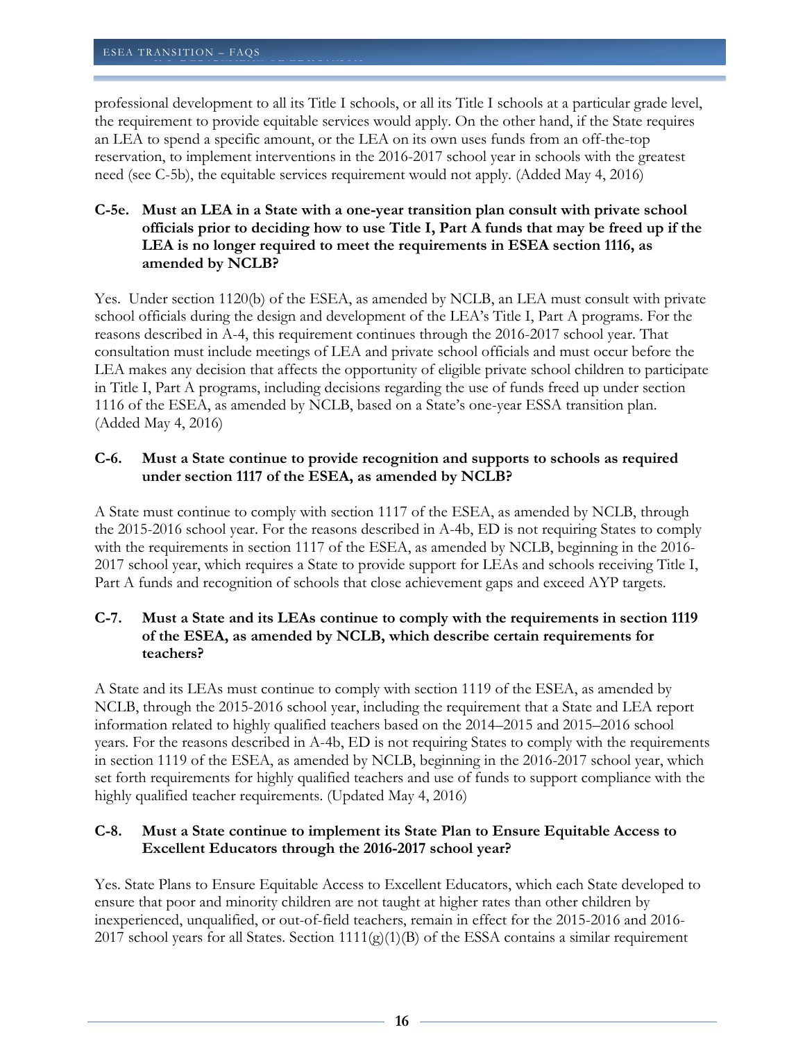professional development to all its Title I schools, or all its Title I schools at a particular grade level, the requirement to provide equitable services would apply. On the other hand, if the State requires an LEA to spend a specific amount, or the LEA on its own uses funds from an off-the-top reservation, to implement interventions in the 2016-2017 school year in schools with the greatest need (see C-5b), the equitable services requirement would not apply. (Added May 4, 2016)

**C-5e. Must an LEA in a State with a one-year transition plan consult with private school officials prior to deciding how to use Title I, Part A funds that may be freed up if the LEA is no longer required to meet the requirements in ESEA section 1116, as amended by NCLB?**

Yes. Under section 1120(b) of the ESEA, as amended by NCLB, an LEA must consult with private school officials during the design and development of the LEA's Title I, Part A programs. For the reasons described in A-4, this requirement continues through the 2016-2017 school year. That consultation must include meetings of LEA and private school officials and must occur before the LEA makes any decision that affects the opportunity of eligible private school children to participate in Title I, Part A programs, including decisions regarding the use of funds freed up under section 1116 of the ESEA, as amended by NCLB, based on a State's one-year ESSA transition plan. (Added May 4, 2016)

**C-6. Must a State continue to provide recognition and supports to schools as required under section 1117 of the ESEA, as amended by NCLB?**

A State must continue to comply with section 1117 of the ESEA, as amended by NCLB, through the 2015-2016 school year. For the reasons described in A-4b, ED is not requiring States to comply with the requirements in section 1117 of the ESEA, as amended by NCLB, beginning in the 2016-2017 school year, which requires a State to provide support for LEAs and schools receiving Title I, Part A funds and recognition of schools that close achievement gaps and exceed AYP targets.

**C-7. Must a State and its LEAs continue to comply with the requirements in section 1119 of the ESEA, as amended by NCLB, which describe certain requirements for teachers?**

A State and its LEAs must continue to comply with section 1119 of the ESEA, as amended by NCLB, through the 2015-2016 school year, including the requirement that a State and LEA report information related to highly qualified teachers based on the 2014–2015 and 2015–2016 school years. For the reasons described in A-4b, ED is not requiring States to comply with the requirements in section 1119 of the ESEA, as amended by NCLB, beginning in the 2016-2017 school year, which set forth requirements for highly qualified teachers and use of funds to support compliance with the highly qualified teacher requirements. (Updated May 4, 2016)

**C-8. Must a State continue to implement its State Plan to Ensure Equitable Access to Excellent Educators through the 2016-2017 school year?**

Yes. State Plans to Ensure Equitable Access to Excellent Educators, which each State developed to ensure that poor and minority children are not taught at higher rates than other children by inexperienced, unqualified, or out-of-field teachers, remain in effect for the 2015-2016 and 2016-2017 school years for all States. Section 1111(g)(1)(B) of the ESSA contains a similar requirement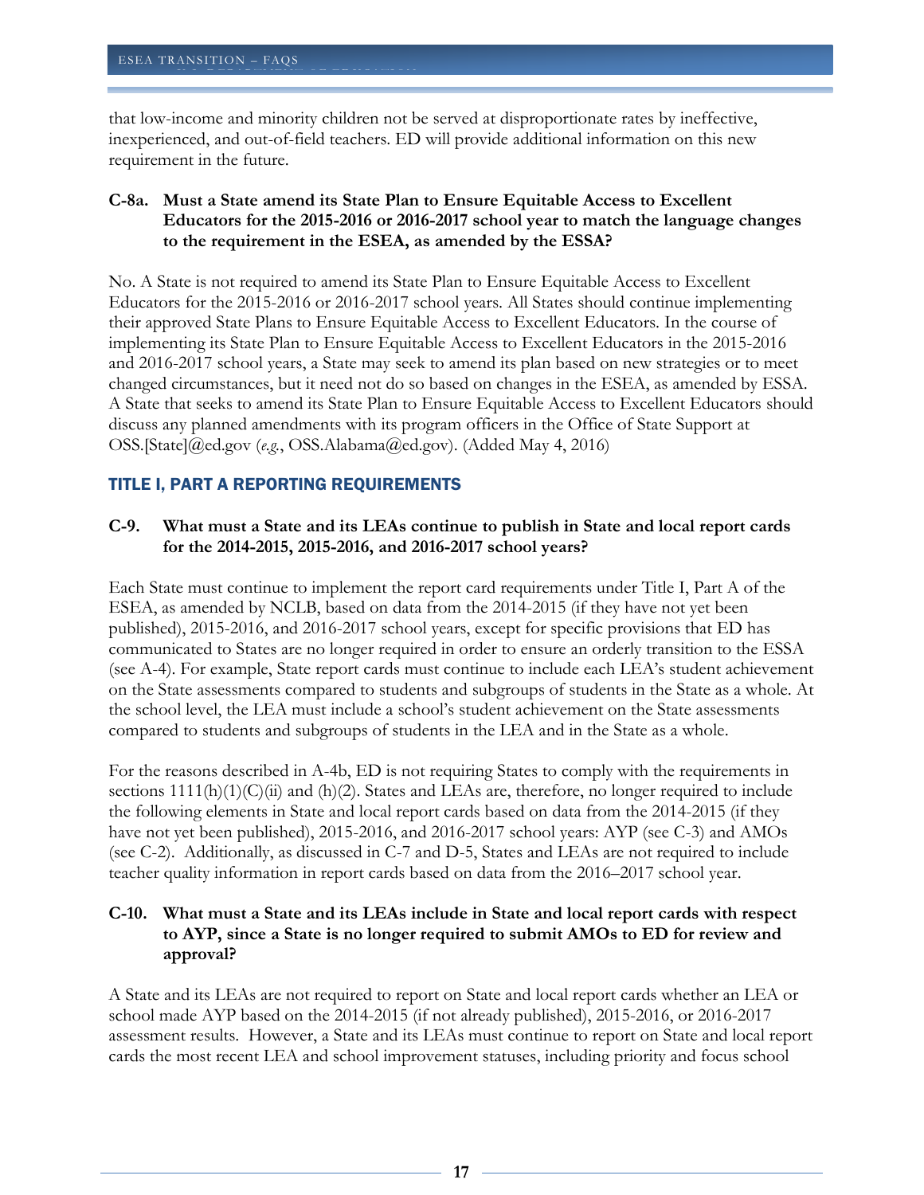that low-income and minority children not be served at disproportionate rates by ineffective, inexperienced, and out-of-field teachers. ED will provide additional information on this new requirement in the future.

**C-8a. Must a State amend its State Plan to Ensure Equitable Access to Excellent Educators for the 2015-2016 or 2016-2017 school year to match the language changes to the requirement in the ESEA, as amended by the ESSA?**

No. A State is not required to amend its State Plan to Ensure Equitable Access to Excellent Educators for the 2015-2016 or 2016-2017 school years. All States should continue implementing their approved State Plans to Ensure Equitable Access to Excellent Educators. In the course of implementing its State Plan to Ensure Equitable Access to Excellent Educators in the 2015-2016 and 2016-2017 school years, a State may seek to amend its plan based on new strategies or to meet changed circumstances, but it need not do so based on changes in the ESEA, as amended by ESSA. A State that seeks to amend its State Plan to Ensure Equitable Access to Excellent Educators should discuss any planned amendments with its program officers in the Office of State Support at OSS.[State]@ed.gov (*e.g.*, OSS.Alabama@ed.gov). (Added May 4, 2016)

## TITLE I, PART A REPORTING REQUIREMENTS

**C-9. What must a State and its LEAs continue to publish in State and local report cards for the 2014-2015, 2015-2016, and 2016-2017 school years?**

Each State must continue to implement the report card requirements under Title I, Part A of the ESEA, as amended by NCLB, based on data from the 2014-2015 (if they have not yet been published), 2015-2016, and 2016-2017 school years, except for specific provisions that ED has communicated to States are no longer required in order to ensure an orderly transition to the ESSA (see A-4). For example, State report cards must continue to include each LEA's student achievement on the State assessments compared to students and subgroups of students in the State as a whole. At the school level, the LEA must include a school's student achievement on the State assessments compared to students and subgroups of students in the LEA and in the State as a whole.

For the reasons described in A-4b, ED is not requiring States to comply with the requirements in sections 1111(h)(1)(C)(ii) and (h)(2). States and LEAs are, therefore, no longer required to include the following elements in State and local report cards based on data from the 2014-2015 (if they have not yet been published), 2015-2016, and 2016-2017 school years: AYP (see C-3) and AMOs (see C-2). Additionally, as discussed in C-7 and D-5, States and LEAs are not required to include teacher quality information in report cards based on data from the 2016–2017 school year.

**C-10. What must a State and its LEAs include in State and local report cards with respect to AYP, since a State is no longer required to submit AMOs to ED for review and approval?**

A State and its LEAs are not required to report on State and local report cards whether an LEA or school made AYP based on the 2014-2015 (if not already published), 2015-2016, or 2016-2017 assessment results. However, a State and its LEAs must continue to report on State and local report cards the most recent LEA and school improvement statuses, including priority and focus school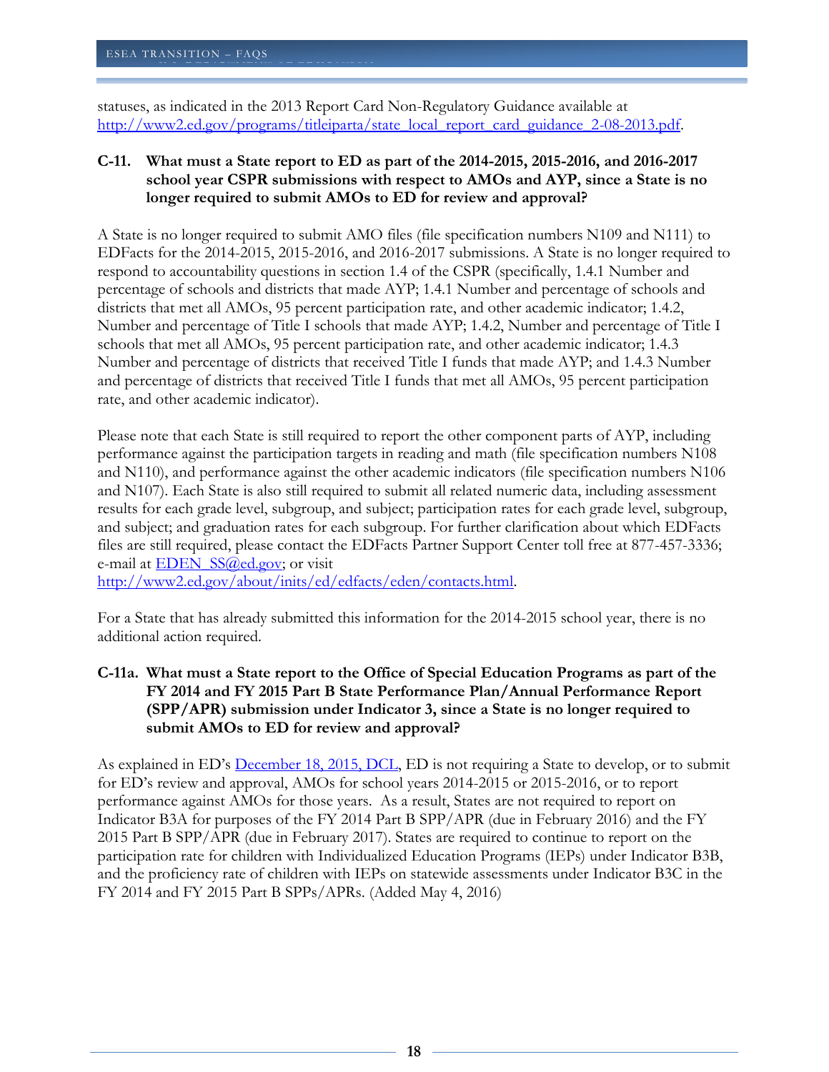statuses, as indicated in the 2013 Report Card Non-Regulatory Guidance available at [http://www2.ed.gov/programs/titleiparta/state_local_report_card_guidance_2-08-2013.pdf](http://www2.ed.gov/programs/titleiparta/state_local_report_card_guidance_2-08-2013.pdf).

**C-11. What must a State report to ED as part of the 2014-2015, 2015-2016, and 2016-2017 school year CSPR submissions with respect to AMOs and AYP, since a State is no longer required to submit AMOs to ED for review and approval?**

A State is no longer required to submit AMO files (file specification numbers N109 and N111) to EDFacts for the 2014-2015, 2015-2016, and 2016-2017 submissions. A State is no longer required to respond to accountability questions in section 1.4 of the CSPR (specifically, 1.4.1 Number and percentage of schools and districts that made AYP; 1.4.1 Number and percentage of schools and districts that met all AMOs, 95 percent participation rate, and other academic indicator; 1.4.2, Number and percentage of Title I schools that made AYP; 1.4.2, Number and percentage of Title I schools that met all AMOs, 95 percent participation rate, and other academic indicator; 1.4.3 Number and percentage of districts that received Title I funds that made AYP; and 1.4.3 Number and percentage of districts that received Title I funds that met all AMOs, 95 percent participation rate, and other academic indicator).

Please note that each State is still required to report the other component parts of AYP, including performance against the participation targets in reading and math (file specification numbers N108 and N110), and performance against the other academic indicators (file specification numbers N106 and N107). Each State is also still required to submit all related numeric data, including assessment results for each grade level, subgroup, and subject; participation rates for each grade level, subgroup, and subject; and graduation rates for each subgroup. For further clarification about which EDFacts files are still required, please contact the EDFacts Partner Support Center toll free at 877-457-3336; e-mail at [EDEN_SS@ed.gov](mailto:EDEN_SS@ed.gov); or visit [http://www2.ed.gov/about/inits/ed/edfacts/eden/contacts.html](http://www2.ed.gov/about/inits/ed/edfacts/eden/contacts.html).

For a State that has already submitted this information for the 2014-2015 school year, there is no additional action required.

**C-11a. What must a State report to the Office of Special Education Programs as part of the FY 2014 and FY 2015 Part B State Performance Plan/Annual Performance Report (SPP/APR) submission under Indicator 3, since a State is no longer required to submit AMOs to ED for review and approval?**

As explained in ED's December 18, 2015, DCL, ED is not requiring a State to develop, or to submit for ED's review and approval, AMOs for school years 2014-2015 or 2015-2016, or to report performance against AMOs for those years. As a result, States are not required to report on Indicator B3A for purposes of the FY 2014 Part B SPP/APR (due in February 2016) and the FY 2015 Part B SPP/APR (due in February 2017). States are required to continue to report on the participation rate for children with Individualized Education Programs (IEPs) under Indicator B3B, and the proficiency rate of children with IEPs on statewide assessments under Indicator B3C in the FY 2014 and FY 2015 Part B SPPs/APRs. (Added May 4, 2016)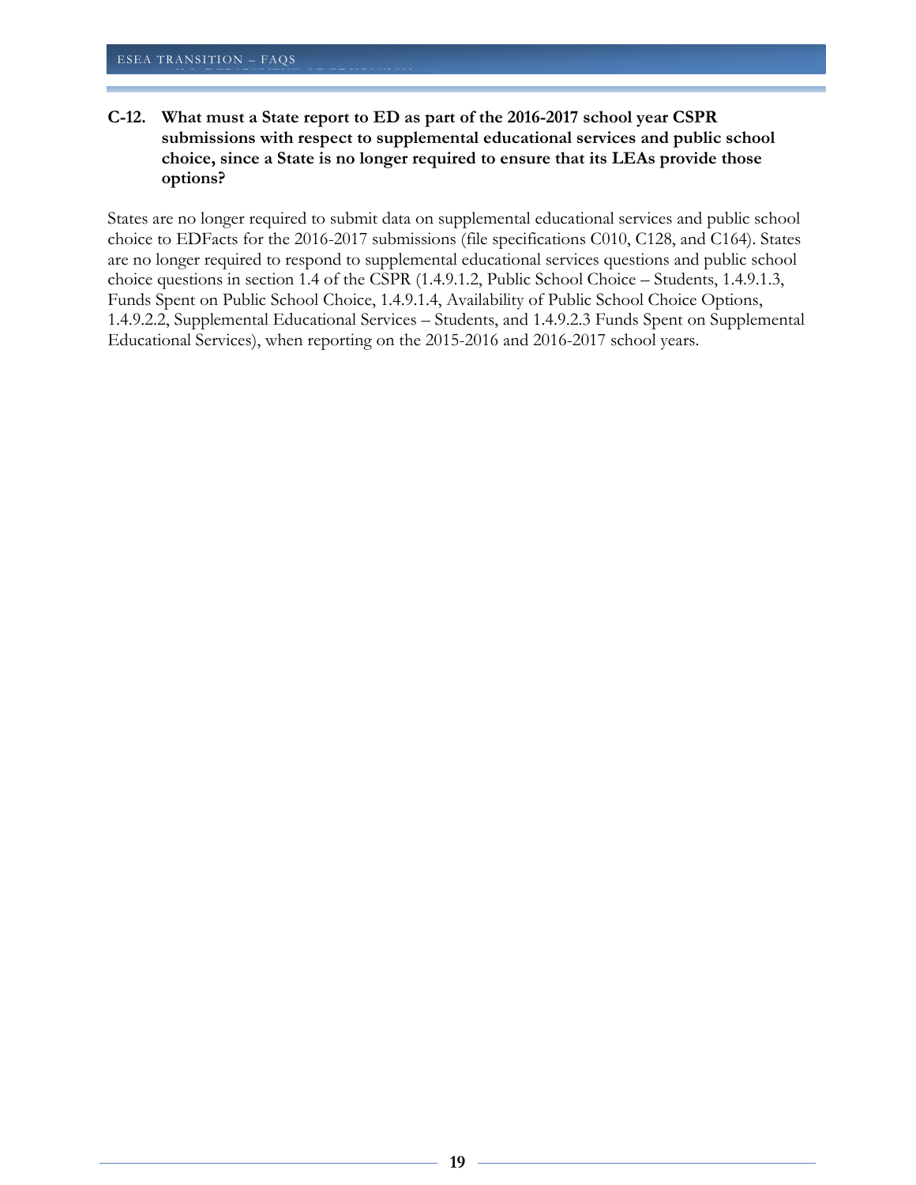**C-12. What must a State report to ED as part of the 2016-2017 school year CSPR submissions with respect to supplemental educational services and public school choice, since a State is no longer required to ensure that its LEAs provide those options?**

States are no longer required to submit data on supplemental educational services and public school choice to EDFacts for the 2016-2017 submissions (file specifications C010, C128, and C164). States are no longer required to respond to supplemental educational services questions and public school choice questions in section 1.4 of the CSPR (1.4.9.1.2, Public School Choice – Students, 1.4.9.1.3, Funds Spent on Public School Choice, 1.4.9.1.4, Availability of Public School Choice Options, 1.4.9.2.2, Supplemental Educational Services – Students, and 1.4.9.2.3 Funds Spent on Supplemental Educational Services), when reporting on the 2015-2016 and 2016-2017 school years.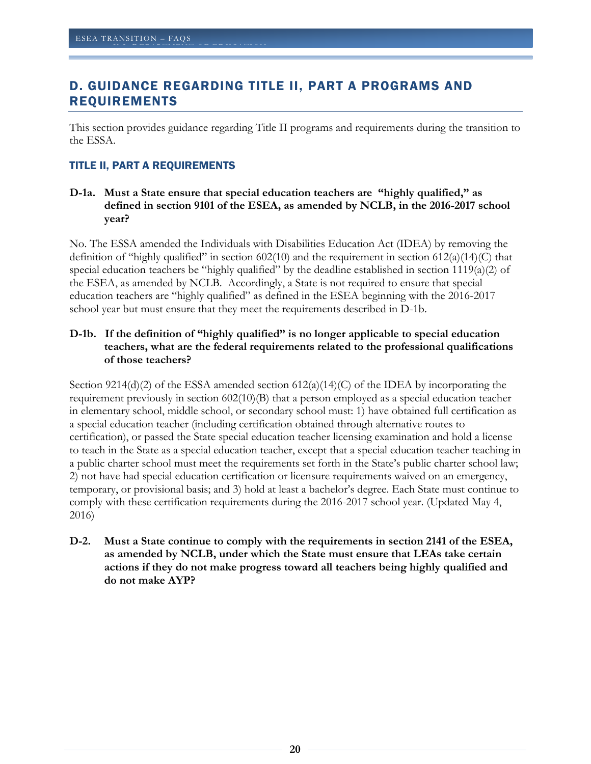## D. GUIDANCE REGARDING TITLE II, PART A PROGRAMS AND REQUIREMENTS

This section provides guidance regarding Title II programs and requirements during the transition to the ESSA.

### TITLE II, PART A REQUIREMENTS

**D-1a. Must a State ensure that special education teachers are "highly qualified," as defined in section 9101 of the ESEA, as amended by NCLB, in the 2016-2017 school year?**

No. The ESSA amended the Individuals with Disabilities Education Act (IDEA) by removing the definition of "highly qualified" in section 602(10) and the requirement in section 612(a)(14)(C) that special education teachers be "highly qualified" by the deadline established in section 1119(a)(2) of the ESEA, as amended by NCLB. Accordingly, a State is not required to ensure that special education teachers are "highly qualified" as defined in the ESEA beginning with the 2016-2017 school year but must ensure that they meet the requirements described in D-1b.

**D-1b. If the definition of "highly qualified" is no longer applicable to special education teachers, what are the federal requirements related to the professional qualifications of those teachers?**

Section 9214(d)(2) of the ESSA amended section 612(a)(14)(C) of the IDEA by incorporating the requirement previously in section 602(10)(B) that a person employed as a special education teacher in elementary school, middle school, or secondary school must: 1) have obtained full certification as a special education teacher (including certification obtained through alternative routes to certification), or passed the State special education teacher licensing examination and hold a license to teach in the State as a special education teacher, except that a special education teacher teaching in a public charter school must meet the requirements set forth in the State's public charter school law; 2) not have had special education certification or licensure requirements waived on an emergency, temporary, or provisional basis; and 3) hold at least a bachelor's degree. Each State must continue to comply with these certification requirements during the 2016-2017 school year. (Updated May 4, 2016)

**D-2. Must a State continue to comply with the requirements in section 2141 of the ESEA, as amended by NCLB, under which the State must ensure that LEAs take certain actions if they do not make progress toward all teachers being highly qualified and do not make AYP?**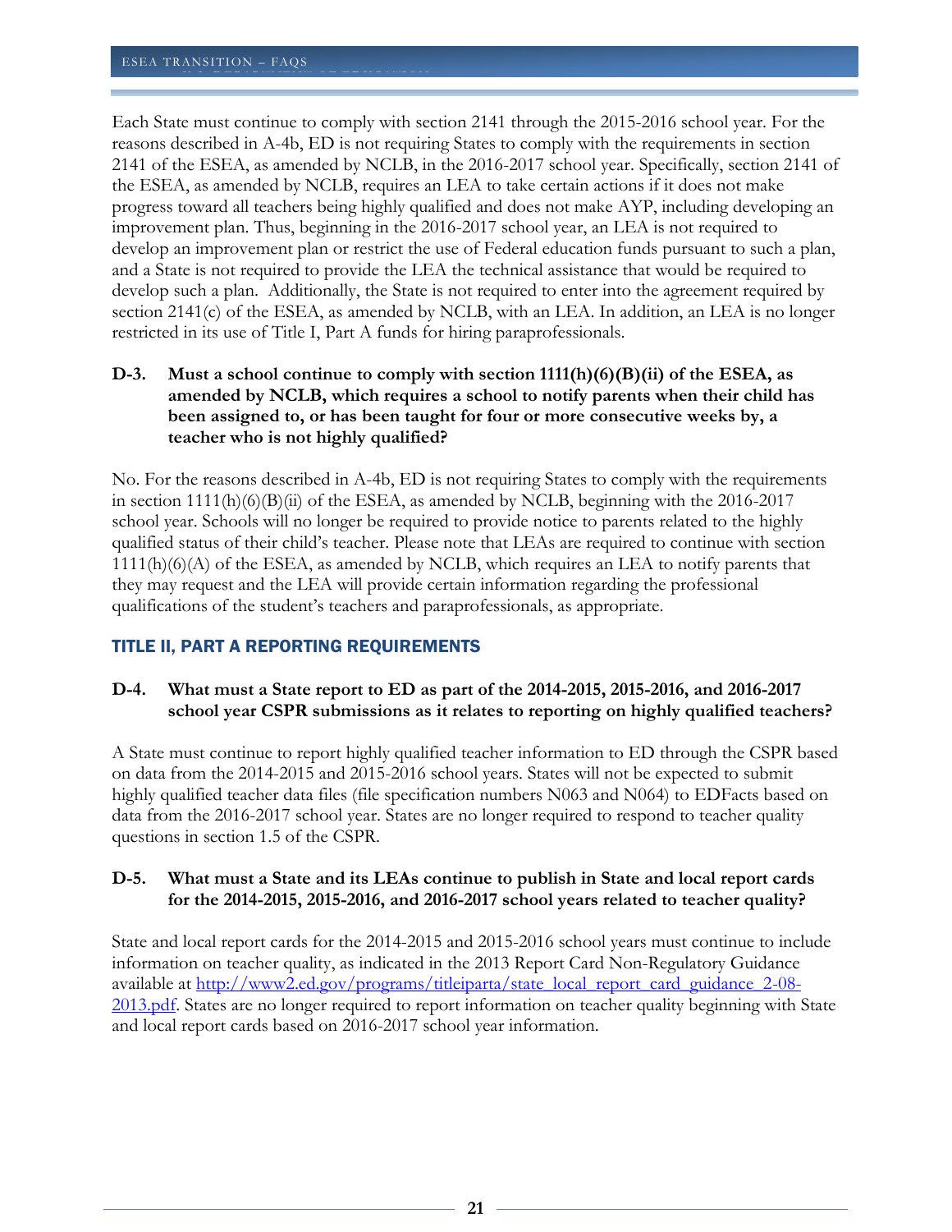Each State must continue to comply with section 2141 through the 2015-2016 school year. For the reasons described in A-4b, ED is not requiring States to comply with the requirements in section 2141 of the ESEA, as amended by NCLB, in the 2016-2017 school year. Specifically, section 2141 of the ESEA, as amended by NCLB, requires an LEA to take certain actions if it does not make progress toward all teachers being highly qualified and does not make AYP, including developing an improvement plan. Thus, beginning in the 2016-2017 school year, an LEA is not required to develop an improvement plan or restrict the use of Federal education funds pursuant to such a plan, and a State is not required to provide the LEA the technical assistance that would be required to develop such a plan. Additionally, the State is not required to enter into the agreement required by section 2141(c) of the ESEA, as amended by NCLB, with an LEA. In addition, an LEA is no longer restricted in its use of Title I, Part A funds for hiring paraprofessionals.

**D-3. Must a school continue to comply with section 1111(h)(6)(B)(ii) of the ESEA, as amended by NCLB, which requires a school to notify parents when their child has been assigned to, or has been taught for four or more consecutive weeks by, a teacher who is not highly qualified?**

No. For the reasons described in A-4b, ED is not requiring States to comply with the requirements in section 1111(h)(6)(B)(ii) of the ESEA, as amended by NCLB, beginning with the 2016-2017 school year. Schools will no longer be required to provide notice to parents related to the highly qualified status of their child's teacher. Please note that LEAs are required to continue with section 1111(h)(6)(A) of the ESEA, as amended by NCLB, which requires an LEA to notify parents that they may request and the LEA will provide certain information regarding the professional qualifications of the student's teachers and paraprofessionals, as appropriate.

## TITLE II, PART A REPORTING REQUIREMENTS

**D-4. What must a State report to ED as part of the 2014-2015, 2015-2016, and 2016-2017 school year CSPR submissions as it relates to reporting on highly qualified teachers?**

A State must continue to report highly qualified teacher information to ED through the CSPR based on data from the 2014-2015 and 2015-2016 school years. States will not be expected to submit highly qualified teacher data files (file specification numbers N063 and N064) to EDFacts based on data from the 2016-2017 school year. States are no longer required to respond to teacher quality questions in section 1.5 of the CSPR.

**D-5. What must a State and its LEAs continue to publish in State and local report cards for the 2014-2015, 2015-2016, and 2016-2017 school years related to teacher quality?**

State and local report cards for the 2014-2015 and 2015-2016 school years must continue to include information on teacher quality, as indicated in the 2013 Report Card Non-Regulatory Guidance available at [http://www2.ed.gov/programs/titleiparta/state_local_report_card_guidance_2-08-2013.pdf](http://www2.ed.gov/programs/titleiparta/state_local_report_card_guidance_2-08-2013.pdf). States are no longer required to report information on teacher quality beginning with State and local report cards based on 2016-2017 school year information.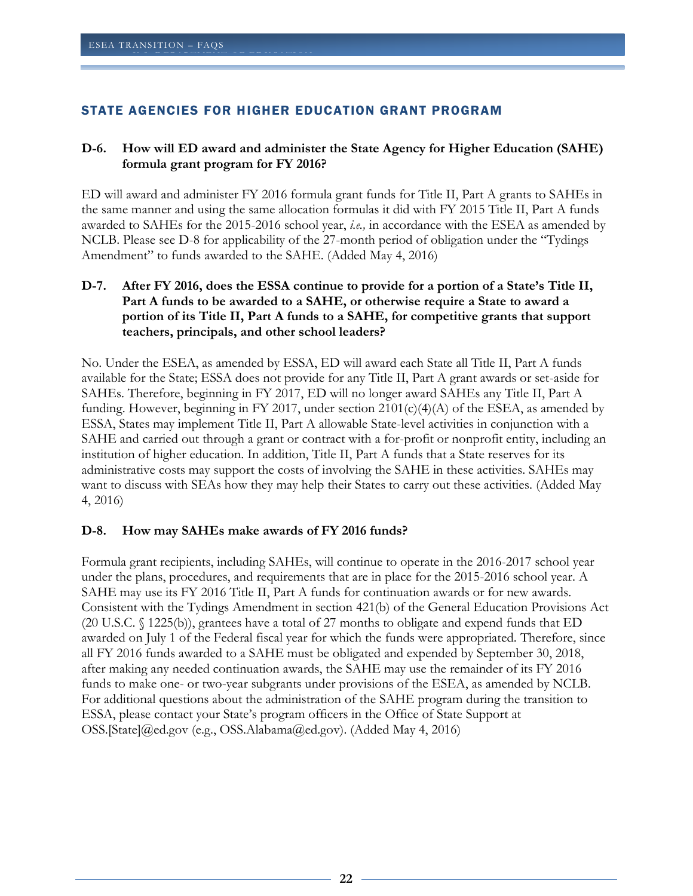## STATE AGENCIES FOR HIGHER EDUCATION GRANT PROGRAM

### D-6. How will ED award and administer the State Agency for Higher Education (SAHE) formula grant program for FY 2016?

ED will award and administer FY 2016 formula grant funds for Title II, Part A grants to SAHEs in the same manner and using the same allocation formulas it did with FY 2015 Title II, Part A funds awarded to SAHEs for the 2015-2016 school year, *i.e.,* in accordance with the ESEA as amended by NCLB. Please see D-8 for applicability of the 27-month period of obligation under the "Tydings Amendment" to funds awarded to the SAHE. (Added May 4, 2016)

### D-7. After FY 2016, does the ESSA continue to provide for a portion of a State's Title II, Part A funds to be awarded to a SAHE, or otherwise require a State to award a portion of its Title II, Part A funds to a SAHE, for competitive grants that support teachers, principals, and other school leaders?

No. Under the ESEA, as amended by ESSA, ED will award each State all Title II, Part A funds available for the State; ESSA does not provide for any Title II, Part A grant awards or set-aside for SAHEs. Therefore, beginning in FY 2017, ED will no longer award SAHEs any Title II, Part A funding. However, beginning in FY 2017, under section 2101(c)(4)(A) of the ESEA, as amended by ESSA, States may implement Title II, Part A allowable State-level activities in conjunction with a SAHE and carried out through a grant or contract with a for-profit or nonprofit entity, including an institution of higher education. In addition, Title II, Part A funds that a State reserves for its administrative costs may support the costs of involving the SAHE in these activities. SAHEs may want to discuss with SEAs how they may help their States to carry out these activities. (Added May 4, 2016)

### D-8. How may SAHEs make awards of FY 2016 funds?

Formula grant recipients, including SAHEs, will continue to operate in the 2016-2017 school year under the plans, procedures, and requirements that are in place for the 2015-2016 school year. A SAHE may use its FY 2016 Title II, Part A funds for continuation awards or for new awards. Consistent with the Tydings Amendment in section 421(b) of the General Education Provisions Act (20 U.S.C. § 1225(b)), grantees have a total of 27 months to obligate and expend funds that ED awarded on July 1 of the Federal fiscal year for which the funds were appropriated. Therefore, since all FY 2016 funds awarded to a SAHE must be obligated and expended by September 30, 2018, after making any needed continuation awards, the SAHE may use the remainder of its FY 2016 funds to make one- or two-year subgrants under provisions of the ESEA, as amended by NCLB. For additional questions about the administration of the SAHE program during the transition to ESSA, please contact your State's program officers in the Office of State Support at OSS.[State]@ed.gov (e.g., OSS.Alabama@ed.gov). (Added May 4, 2016)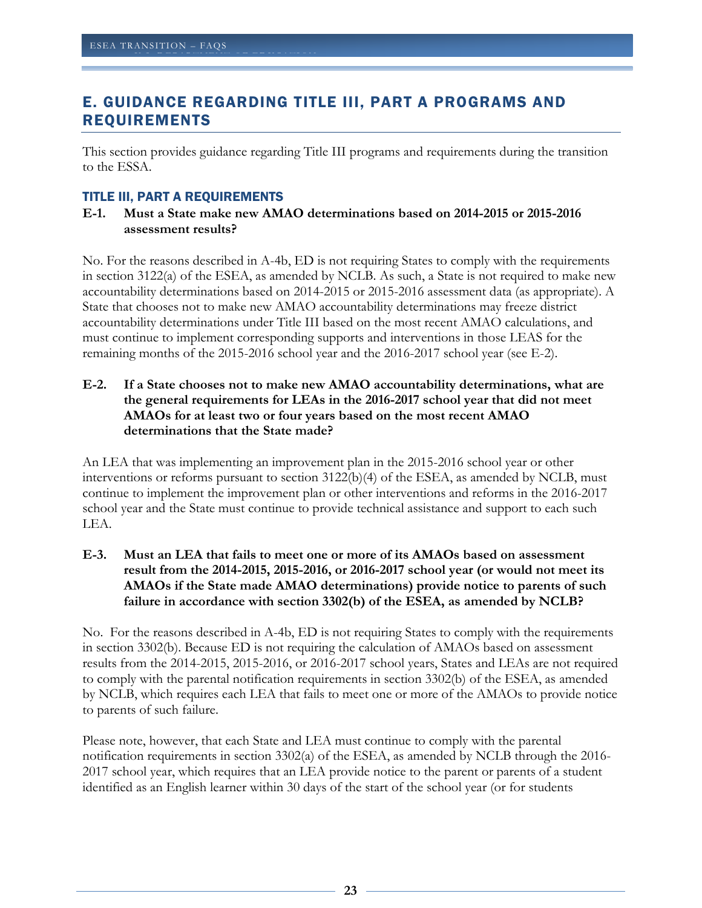## E. GUIDANCE REGARDING TITLE III, PART A PROGRAMS AND REQUIREMENTS

This section provides guidance regarding Title III programs and requirements during the transition to the ESSA.

### TITLE III, PART A REQUIREMENTS

**E-1. Must a State make new AMAO determinations based on 2014-2015 or 2015-2016 assessment results?**

No. For the reasons described in A-4b, ED is not requiring States to comply with the requirements in section 3122(a) of the ESEA, as amended by NCLB. As such, a State is not required to make new accountability determinations based on 2014-2015 or 2015-2016 assessment data (as appropriate). A State that chooses not to make new AMAO accountability determinations may freeze district accountability determinations under Title III based on the most recent AMAO calculations, and must continue to implement corresponding supports and interventions in those LEAS for the remaining months of the 2015-2016 school year and the 2016-2017 school year (see E-2).

**E-2. If a State chooses not to make new AMAO accountability determinations, what are the general requirements for LEAs in the 2016-2017 school year that did not meet AMAOs for at least two or four years based on the most recent AMAO determinations that the State made?**

An LEA that was implementing an improvement plan in the 2015-2016 school year or other interventions or reforms pursuant to section 3122(b)(4) of the ESEA, as amended by NCLB, must continue to implement the improvement plan or other interventions and reforms in the 2016-2017 school year and the State must continue to provide technical assistance and support to each such LEA.

**E-3. Must an LEA that fails to meet one or more of its AMAOs based on assessment result from the 2014-2015, 2015-2016, or 2016-2017 school year (or would not meet its AMAOs if the State made AMAO determinations) provide notice to parents of such failure in accordance with section 3302(b) of the ESEA, as amended by NCLB?**

No. For the reasons described in A-4b, ED is not requiring States to comply with the requirements in section 3302(b). Because ED is not requiring the calculation of AMAOs based on assessment results from the 2014-2015, 2015-2016, or 2016-2017 school years, States and LEAs are not required to comply with the parental notification requirements in section 3302(b) of the ESEA, as amended by NCLB, which requires each LEA that fails to meet one or more of the AMAOs to provide notice to parents of such failure.

Please note, however, that each State and LEA must continue to comply with the parental notification requirements in section 3302(a) of the ESEA, as amended by NCLB through the 2016-2017 school year, which requires that an LEA provide notice to the parent or parents of a student identified as an English learner within 30 days of the start of the school year (or for students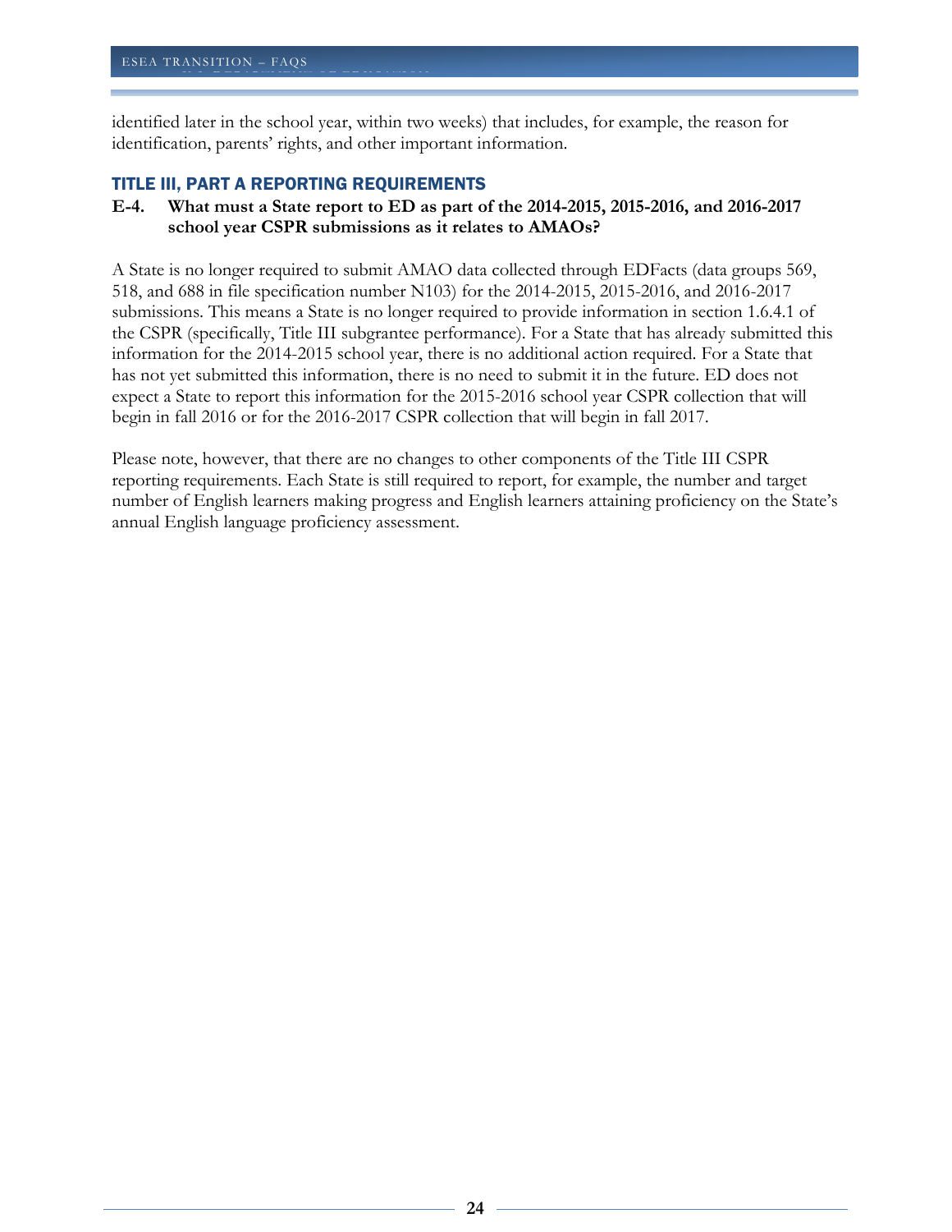identified later in the school year, within two weeks) that includes, for example, the reason for identification, parents' rights, and other important information.

## TITLE III, PART A REPORTING REQUIREMENTS

**E-4. What must a State report to ED as part of the 2014-2015, 2015-2016, and 2016-2017 school year CSPR submissions as it relates to AMAOs?**

A State is no longer required to submit AMAO data collected through EDFacts (data groups 569, 518, and 688 in file specification number N103) for the 2014-2015, 2015-2016, and 2016-2017 submissions. This means a State is no longer required to provide information in section 1.6.4.1 of the CSPR (specifically, Title III subgrantee performance). For a State that has already submitted this information for the 2014-2015 school year, there is no additional action required. For a State that has not yet submitted this information, there is no need to submit it in the future. ED does not expect a State to report this information for the 2015-2016 school year CSPR collection that will begin in fall 2016 or for the 2016-2017 CSPR collection that will begin in fall 2017.

Please note, however, that there are no changes to other components of the Title III CSPR reporting requirements. Each State is still required to report, for example, the number and target number of English learners making progress and English learners attaining proficiency on the State's annual English language proficiency assessment.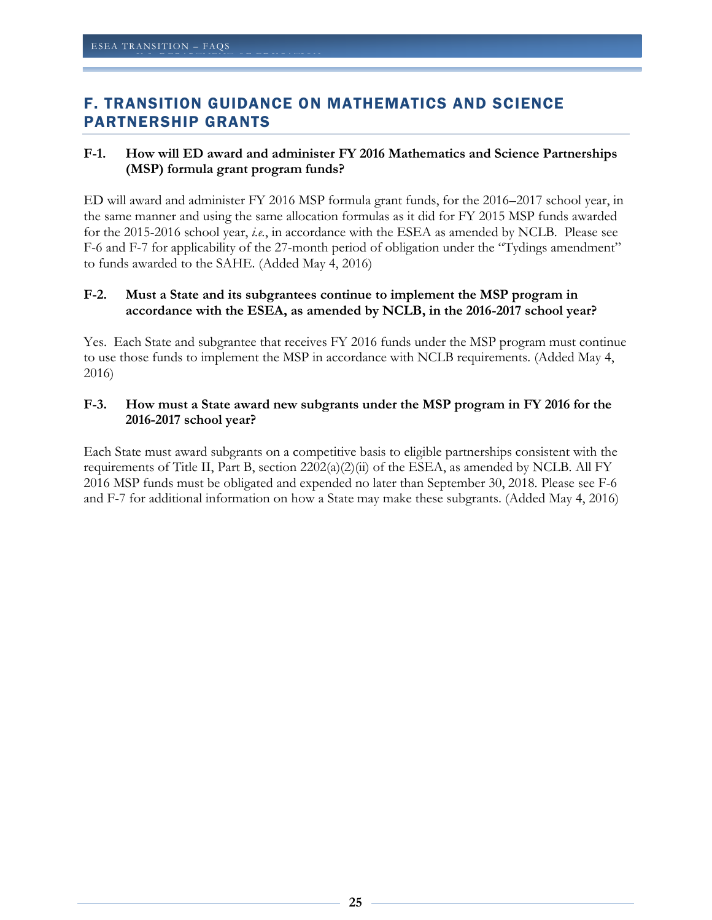## F. TRANSITION GUIDANCE ON MATHEMATICS AND SCIENCE PARTNERSHIP GRANTS

**F-1. How will ED award and administer FY 2016 Mathematics and Science Partnerships (MSP) formula grant program funds?**

ED will award and administer FY 2016 MSP formula grant funds, for the 2016–2017 school year, in the same manner and using the same allocation formulas as it did for FY 2015 MSP funds awarded for the 2015-2016 school year, *i.e.*, in accordance with the ESEA as amended by NCLB. Please see F-6 and F-7 for applicability of the 27-month period of obligation under the "Tydings amendment" to funds awarded to the SAHE. (Added May 4, 2016)

**F-2. Must a State and its subgrantees continue to implement the MSP program in accordance with the ESEA, as amended by NCLB, in the 2016-2017 school year?**

Yes. Each State and subgrantee that receives FY 2016 funds under the MSP program must continue to use those funds to implement the MSP in accordance with NCLB requirements. (Added May 4, 2016)

**F-3. How must a State award new subgrants under the MSP program in FY 2016 for the 2016-2017 school year?**

Each State must award subgrants on a competitive basis to eligible partnerships consistent with the requirements of Title II, Part B, section 2202(a)(2)(ii) of the ESEA, as amended by NCLB. All FY 2016 MSP funds must be obligated and expended no later than September 30, 2018. Please see F-6 and F-7 for additional information on how a State may make these subgrants. (Added May 4, 2016)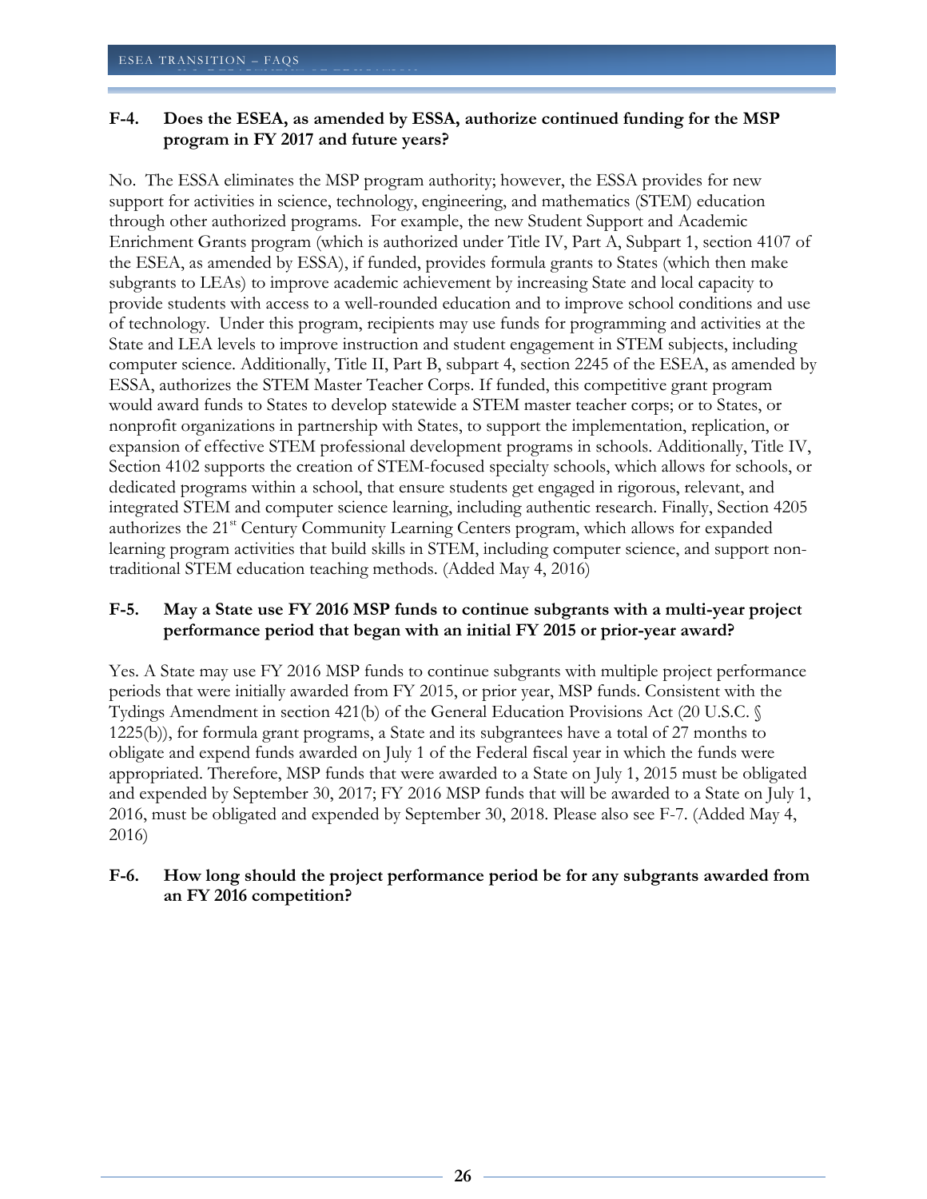**F-4. Does the ESEA, as amended by ESSA, authorize continued funding for the MSP program in FY 2017 and future years?**

No. The ESSA eliminates the MSP program authority; however, the ESSA provides for new support for activities in science, technology, engineering, and mathematics (STEM) education through other authorized programs. For example, the new Student Support and Academic Enrichment Grants program (which is authorized under Title IV, Part A, Subpart 1, section 4107 of the ESEA, as amended by ESSA), if funded, provides formula grants to States (which then make subgrants to LEAs) to improve academic achievement by increasing State and local capacity to provide students with access to a well-rounded education and to improve school conditions and use of technology. Under this program, recipients may use funds for programming and activities at the State and LEA levels to improve instruction and student engagement in STEM subjects, including computer science. Additionally, Title II, Part B, subpart 4, section 2245 of the ESEA, as amended by ESSA, authorizes the STEM Master Teacher Corps. If funded, this competitive grant program would award funds to States to develop statewide a STEM master teacher corps; or to States, or nonprofit organizations in partnership with States, to support the implementation, replication, or expansion of effective STEM professional development programs in schools. Additionally, Title IV, Section 4102 supports the creation of STEM-focused specialty schools, which allows for schools, or dedicated programs within a school, that ensure students get engaged in rigorous, relevant, and integrated STEM and computer science learning, including authentic research. Finally, Section 4205 authorizes the 21st Century Community Learning Centers program, which allows for expanded learning program activities that build skills in STEM, including computer science, and support non-traditional STEM education teaching methods. (Added May 4, 2016)

**F-5. May a State use FY 2016 MSP funds to continue subgrants with a multi-year project performance period that began with an initial FY 2015 or prior-year award?**

Yes. A State may use FY 2016 MSP funds to continue subgrants with multiple project performance periods that were initially awarded from FY 2015, or prior year, MSP funds. Consistent with the Tydings Amendment in section 421(b) of the General Education Provisions Act (20 U.S.C. § 1225(b)), for formula grant programs, a State and its subgrantees have a total of 27 months to obligate and expend funds awarded on July 1 of the Federal fiscal year in which the funds were appropriated. Therefore, MSP funds that were awarded to a State on July 1, 2015 must be obligated and expended by September 30, 2017; FY 2016 MSP funds that will be awarded to a State on July 1, 2016, must be obligated and expended by September 30, 2018. Please also see F-7. (Added May 4, 2016)

**F-6. How long should the project performance period be for any subgrants awarded from an FY 2016 competition?**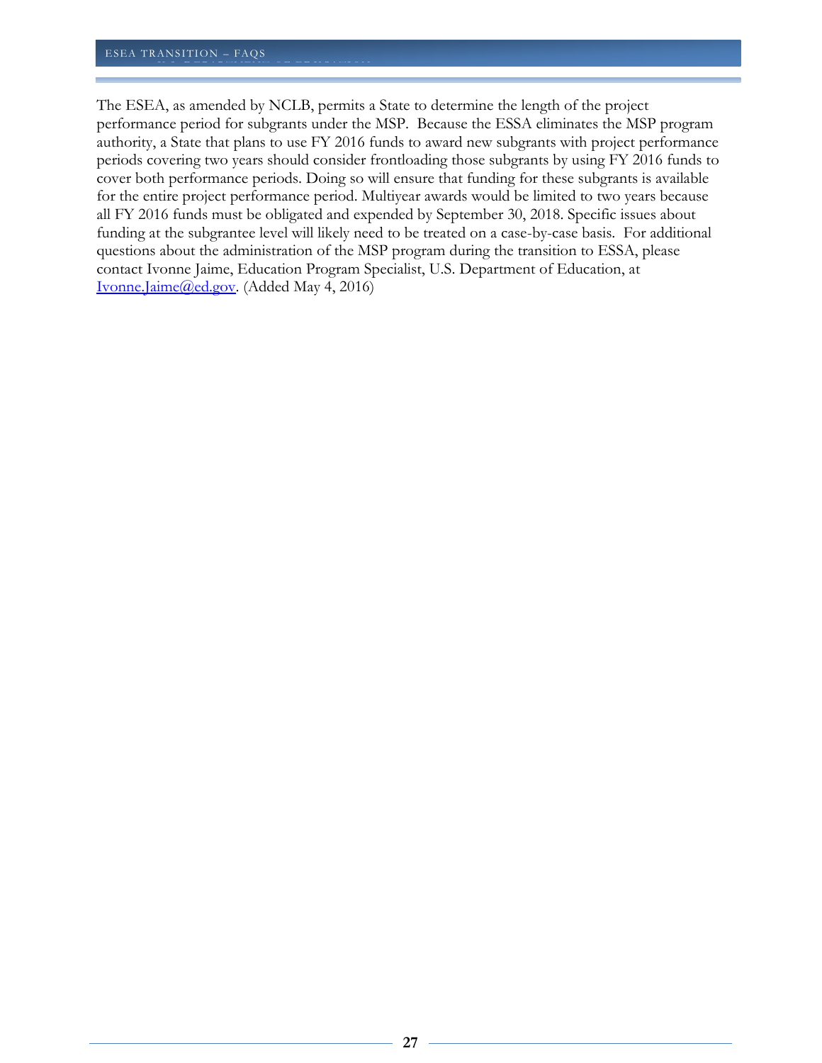The ESEA, as amended by NCLB, permits a State to determine the length of the project performance period for subgrants under the MSP. Because the ESSA eliminates the MSP program authority, a State that plans to use FY 2016 funds to award new subgrants with project performance periods covering two years should consider frontloading those subgrants by using FY 2016 funds to cover both performance periods. Doing so will ensure that funding for these subgrants is available for the entire project performance period. Multiyear awards would be limited to two years because all FY 2016 funds must be obligated and expended by September 30, 2018. Specific issues about funding at the subgrantee level will likely need to be treated on a case-by-case basis. For additional questions about the administration of the MSP program during the transition to ESSA, please contact Ivonne Jaime, Education Program Specialist, U.S. Department of Education, at Ivonne.Jaime@ed.gov. (Added May 4, 2016)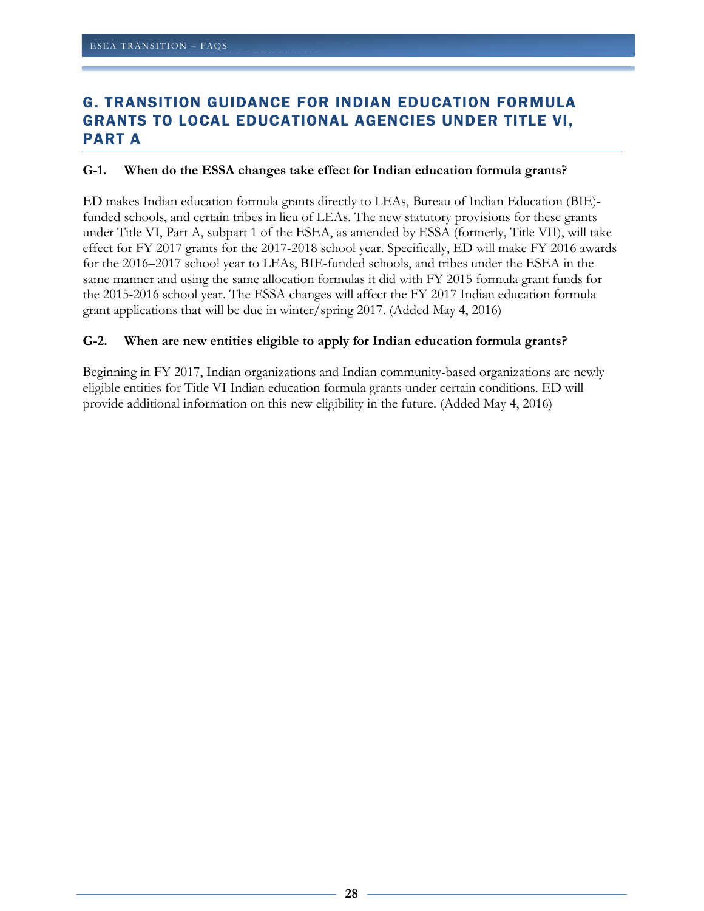## G. TRANSITION GUIDANCE FOR INDIAN EDUCATION FORMULA GRANTS TO LOCAL EDUCATIONAL AGENCIES UNDER TITLE VI, PART A

**G-1. When do the ESSA changes take effect for Indian education formula grants?**

ED makes Indian education formula grants directly to LEAs, Bureau of Indian Education (BIE)-funded schools, and certain tribes in lieu of LEAs. The new statutory provisions for these grants under Title VI, Part A, subpart 1 of the ESEA, as amended by ESSA (formerly, Title VII), will take effect for FY 2017 grants for the 2017-2018 school year. Specifically, ED will make FY 2016 awards for the 2016–2017 school year to LEAs, BIE-funded schools, and tribes under the ESEA in the same manner and using the same allocation formulas it did with FY 2015 formula grant funds for the 2015-2016 school year. The ESSA changes will affect the FY 2017 Indian education formula grant applications that will be due in winter/spring 2017. (Added May 4, 2016)

**G-2. When are new entities eligible to apply for Indian education formula grants?**

Beginning in FY 2017, Indian organizations and Indian community-based organizations are newly eligible entities for Title VI Indian education formula grants under certain conditions. ED will provide additional information on this new eligibility in the future. (Added May 4, 2016)